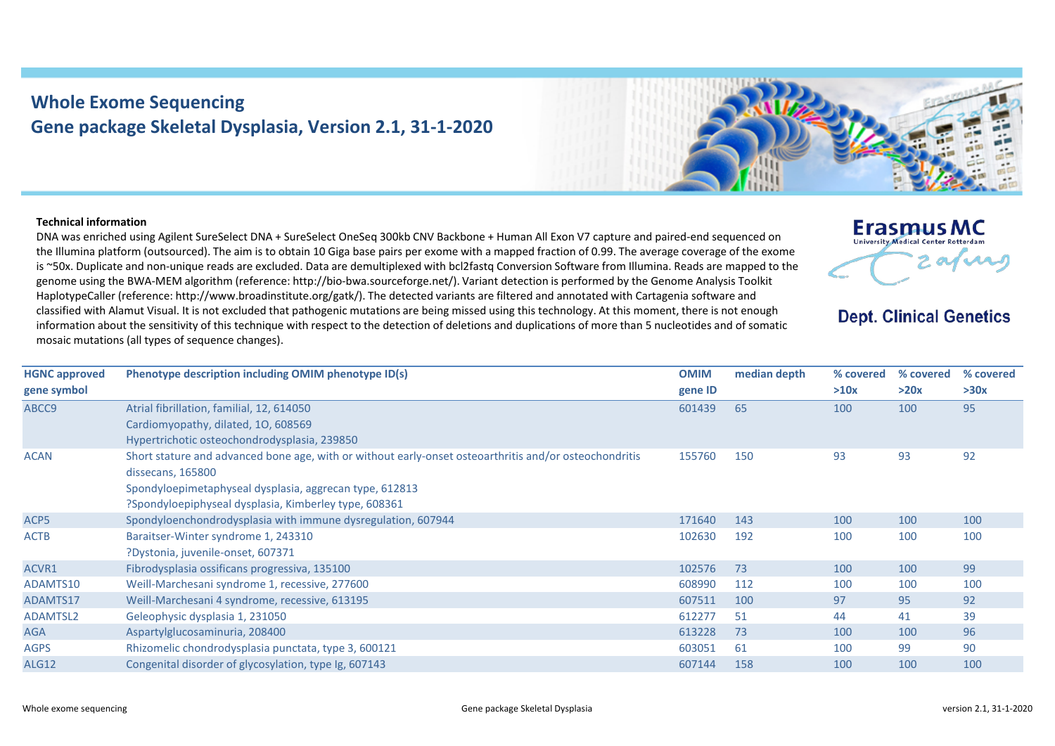# Whole Exome Sequencing
## Gene package Skeletal Dysplasia, Version 2.1, 31-1-2020

**Technical information**

DNA was enriched using Agilent SureSelect DNA + SureSelect OneSeq 300kb CNV Backbone + Human All Exon V7 capture and paired-end sequenced on the Illumina platform (outsourced). The aim is to obtain 10 Giga base pairs per exome with a mapped fraction of 0.99. The average coverage of the exome is ~50x. Duplicate and non-unique reads are excluded. Data are demultiplexed with bcl2fastq Conversion Software from Illumina. Reads are mapped to the genome using the BWA-MEM algorithm (reference: http://bio-bwa.sourceforge.net/). Variant detection is performed by the Genome Analysis Toolkit HaplotypeCaller (reference: http://www.broadinstitute.org/gatk/). The detected variants are filtered and annotated with Cartagenia software and classified with Alamut Visual. It is not excluded that pathogenic mutations are being missed using this technology. At this moment, there is not enough information about the sensitivity of this technique with respect to the detection of deletions and duplications of more than 5 nucleotides and of somatic mosaic mutations (all types of sequence changes).

Erasmus MC
University Medical Center Rotterdam

Dept. Clinical Genetics

| HGNC approved gene symbol | Phenotype description including OMIM phenotype ID(s) | OMIM gene ID | median depth | % covered >10x | % covered >20x | % covered >30x |
|---|---|---|---|---|---|---|
| ABCC9 | Atrial fibrillation, familial, 12, 614050<br>Cardiomyopathy, dilated, 1O, 608569<br>Hypertrichotic osteochondrodysplasia, 239850 | 601439 | 65 | 100 | 100 | 95 |
| ACAN | Short stature and advanced bone age, with or without early-onset osteoarthritis and/or osteochondritis dissecans, 165800<br>Spondyloepimetaphyseal dysplasia, aggrecan type, 612813<br>?Spondyloepiphyseal dysplasia, Kimberley type, 608361 | 155760 | 150 | 93 | 93 | 92 |
| ACP5 | Spondyloenchondrodysplasia with immune dysregulation, 607944 | 171640 | 143 | 100 | 100 | 100 |
| ACTB | Baraitser-Winter syndrome 1, 243310<br>?Dystonia, juvenile-onset, 607371 | 102630 | 192 | 100 | 100 | 100 |
| ACVR1 | Fibrodysplasia ossificans progressiva, 135100 | 102576 | 73 | 100 | 100 | 99 |
| ADAMTS10 | Weill-Marchesani syndrome 1, recessive, 277600 | 608990 | 112 | 100 | 100 | 100 |
| ADAMTS17 | Weill-Marchesani 4 syndrome, recessive, 613195 | 607511 | 100 | 97 | 95 | 92 |
| ADAMTSL2 | Geleophysic dysplasia 1, 231050 | 612277 | 51 | 44 | 41 | 39 |
| AGA | Aspartylglucosaminuria, 208400 | 613228 | 73 | 100 | 100 | 96 |
| AGPS | Rhizomelic chondrodysplasia punctata, type 3, 600121 | 603051 | 61 | 100 | 99 | 90 |
| ALG12 | Congenital disorder of glycosylation, type Ig, 607143 | 607144 | 158 | 100 | 100 | 100 |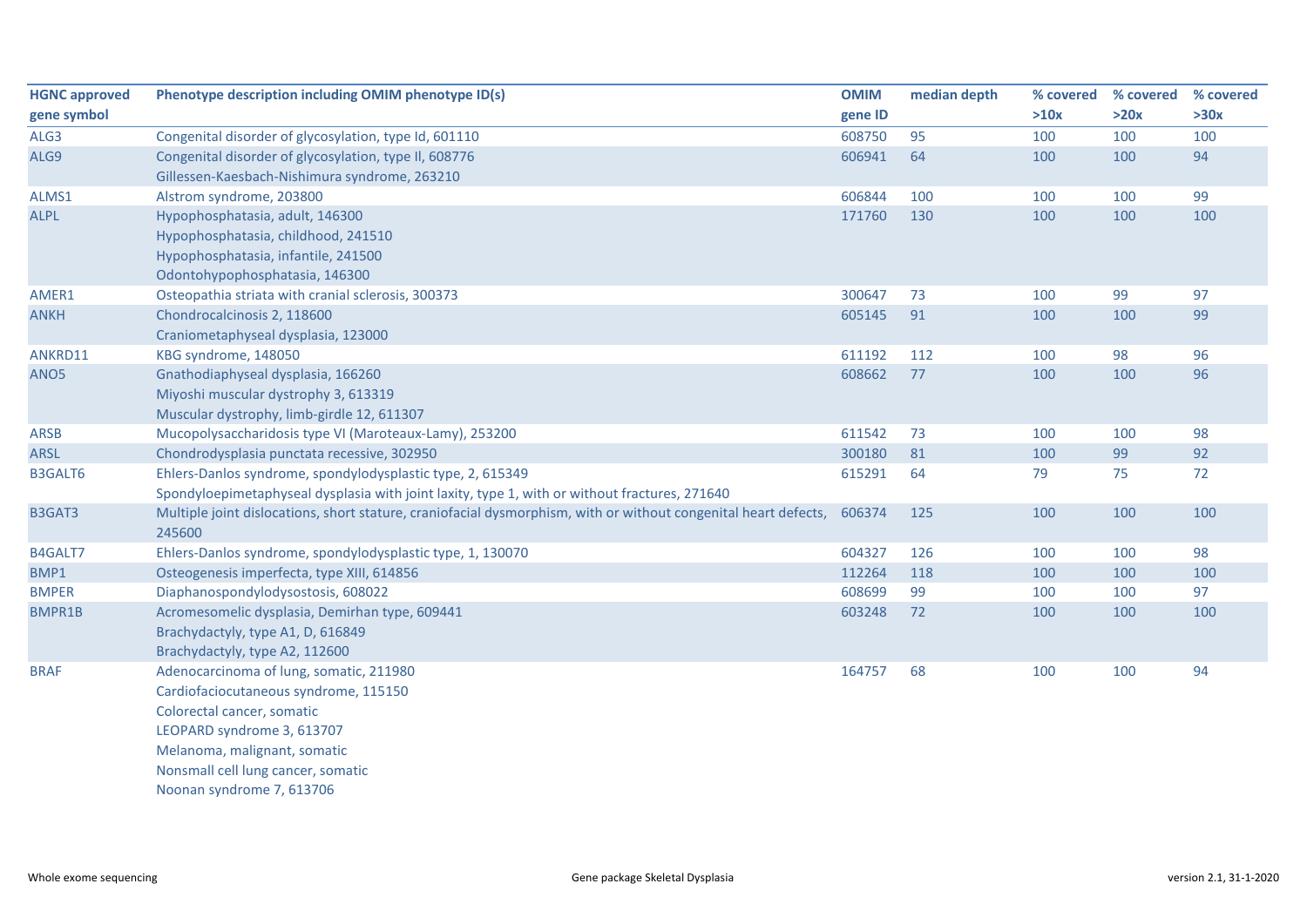| HGNC approved gene symbol | Phenotype description including OMIM phenotype ID(s) | OMIM gene ID | median depth | % covered >10x | % covered >20x | % covered >30x |
|---|---|---|---|---|---|---|
| ALG3 | Congenital disorder of glycosylation, type Id, 601110 | 608750 | 95 | 100 | 100 | 100 |
| ALG9 | Congenital disorder of glycosylation, type II, 608776<br>Gillessen-Kaesbach-Nishimura syndrome, 263210 | 606941 | 64 | 100 | 100 | 94 |
| ALMS1 | Alstrom syndrome, 203800 | 606844 | 100 | 100 | 100 | 99 |
| ALPL | Hypophosphatasia, adult, 146300<br>Hypophosphatasia, childhood, 241510<br>Hypophosphatasia, infantile, 241500<br>Odontohypophosphatasia, 146300 | 171760 | 130 | 100 | 100 | 100 |
| AMER1 | Osteopathia striata with cranial sclerosis, 300373 | 300647 | 73 | 100 | 99 | 97 |
| ANKH | Chondrocalcinosis 2, 118600<br>Craniometaphyseal dysplasia, 123000 | 605145 | 91 | 100 | 100 | 99 |
| ANKRD11 | KBG syndrome, 148050 | 611192 | 112 | 100 | 98 | 96 |
| ANO5 | Gnathodiaphyseal dysplasia, 166260<br>Miyoshi muscular dystrophy 3, 613319<br>Muscular dystrophy, limb-girdle 12, 611307 | 608662 | 77 | 100 | 100 | 96 |
| ARSB | Mucopolysaccharidosis type VI (Maroteaux-Lamy), 253200 | 611542 | 73 | 100 | 100 | 98 |
| ARSL | Chondrodysplasia punctata recessive, 302950 | 300180 | 81 | 100 | 99 | 92 |
| B3GALT6 | Ehlers-Danlos syndrome, spondylodysplastic type, 2, 615349<br>Spondyloepimetaphyseal dysplasia with joint laxity, type 1, with or without fractures, 271640 | 615291 | 64 | 79 | 75 | 72 |
| B3GAT3 | Multiple joint dislocations, short stature, craniofacial dysmorphism, with or without congenital heart defects, 245600 | 606374 | 125 | 100 | 100 | 100 |
| B4GALT7 | Ehlers-Danlos syndrome, spondylodysplastic type, 1, 130070 | 604327 | 126 | 100 | 100 | 98 |
| BMP1 | Osteogenesis imperfecta, type XIII, 614856 | 112264 | 118 | 100 | 100 | 100 |
| BMPER | Diaphanospondylodysostosis, 608022 | 608699 | 99 | 100 | 100 | 97 |
| BMPR1B | Acromesomelic dysplasia, Demirhan type, 609441<br>Brachydactyly, type A1, D, 616849<br>Brachydactyly, type A2, 112600 | 603248 | 72 | 100 | 100 | 100 |
| BRAF | Adenocarcinoma of lung, somatic, 211980<br>Cardiofaciocutaneous syndrome, 115150<br>Colorectal cancer, somatic<br>LEOPARD syndrome 3, 613707<br>Melanoma, malignant, somatic<br>Nonsmall cell lung cancer, somatic<br>Noonan syndrome 7, 613706 | 164757 | 68 | 100 | 100 | 94 |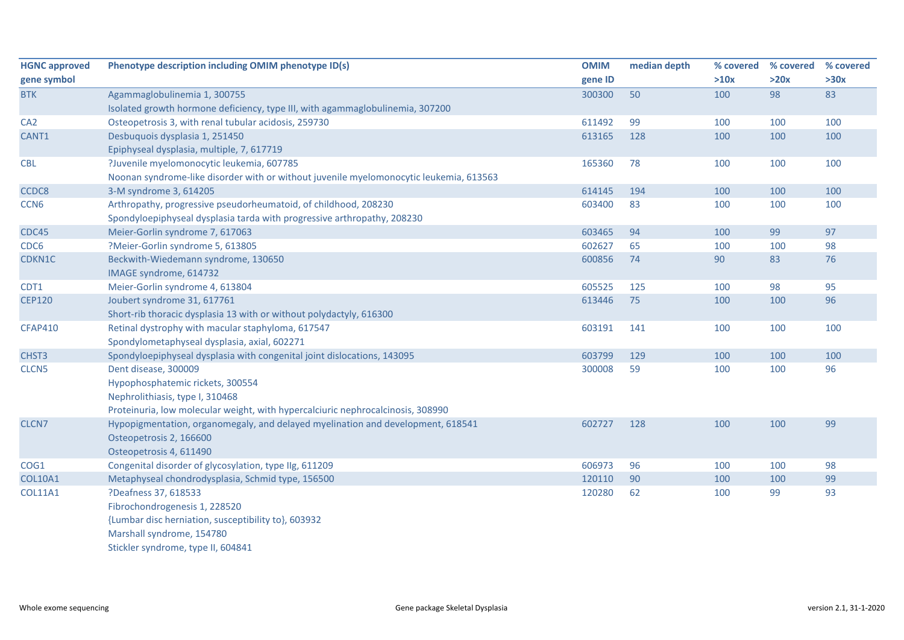| HGNC approved gene symbol | Phenotype description including OMIM phenotype ID(s) | OMIM gene ID | median depth | % covered >10x | % covered >20x | % covered >30x |
|---|---|---|---|---|---|---|
| BTK | Agammaglobulinemia 1, 300755<br>Isolated growth hormone deficiency, type III, with agammaglobulinemia, 307200 | 300300 | 50 | 100 | 98 | 83 |
| CA2 | Osteopetrosis 3, with renal tubular acidosis, 259730 | 611492 | 99 | 100 | 100 | 100 |
| CANT1 | Desbuquois dysplasia 1, 251450<br>Epiphyseal dysplasia, multiple, 7, 617719 | 613165 | 128 | 100 | 100 | 100 |
| CBL | ?Juvenile myelomonocytic leukemia, 607785<br>Noonan syndrome-like disorder with or without juvenile myelomonocytic leukemia, 613563 | 165360 | 78 | 100 | 100 | 100 |
| CCDC8 | 3-M syndrome 3, 614205 | 614145 | 194 | 100 | 100 | 100 |
| CCN6 | Arthropathy, progressive pseudorheumatoid, of childhood, 208230<br>Spondyloepiphyseal dysplasia tarda with progressive arthropathy, 208230 | 603400 | 83 | 100 | 100 | 100 |
| CDC45 | Meier-Gorlin syndrome 7, 617063 | 603465 | 94 | 100 | 99 | 97 |
| CDC6 | ?Meier-Gorlin syndrome 5, 613805 | 602627 | 65 | 100 | 100 | 98 |
| CDKN1C | Beckwith-Wiedemann syndrome, 130650<br>IMAGE syndrome, 614732 | 600856 | 74 | 90 | 83 | 76 |
| CDT1 | Meier-Gorlin syndrome 4, 613804 | 605525 | 125 | 100 | 98 | 95 |
| CEP120 | Joubert syndrome 31, 617761<br>Short-rib thoracic dysplasia 13 with or without polydactyly, 616300 | 613446 | 75 | 100 | 100 | 96 |
| CFAP410 | Retinal dystrophy with macular staphyloma, 617547<br>Spondylometaphyseal dysplasia, axial, 602271 | 603191 | 141 | 100 | 100 | 100 |
| CHST3 | Spondyloepiphyseal dysplasia with congenital joint dislocations, 143095 | 603799 | 129 | 100 | 100 | 100 |
| CLCN5 | Dent disease, 300009<br>Hypophosphatemic rickets, 300554<br>Nephrolithiasis, type I, 310468<br>Proteinuria, low molecular weight, with hypercalciuric nephrocalcinosis, 308990 | 300008 | 59 | 100 | 100 | 96 |
| CLCN7 | Hypopigmentation, organomegaly, and delayed myelination and development, 618541<br>Osteopetrosis 2, 166600<br>Osteopetrosis 4, 611490 | 602727 | 128 | 100 | 100 | 99 |
| COG1 | Congenital disorder of glycosylation, type IIg, 611209 | 606973 | 96 | 100 | 100 | 98 |
| COL10A1 | Metaphyseal chondrodysplasia, Schmid type, 156500 | 120110 | 90 | 100 | 100 | 99 |
| COL11A1 | ?Deafness 37, 618533<br>Fibrochondrogenesis 1, 228520<br>{Lumbar disc herniation, susceptibility to}, 603932<br>Marshall syndrome, 154780<br>Stickler syndrome, type II, 604841 | 120280 | 62 | 100 | 99 | 93 |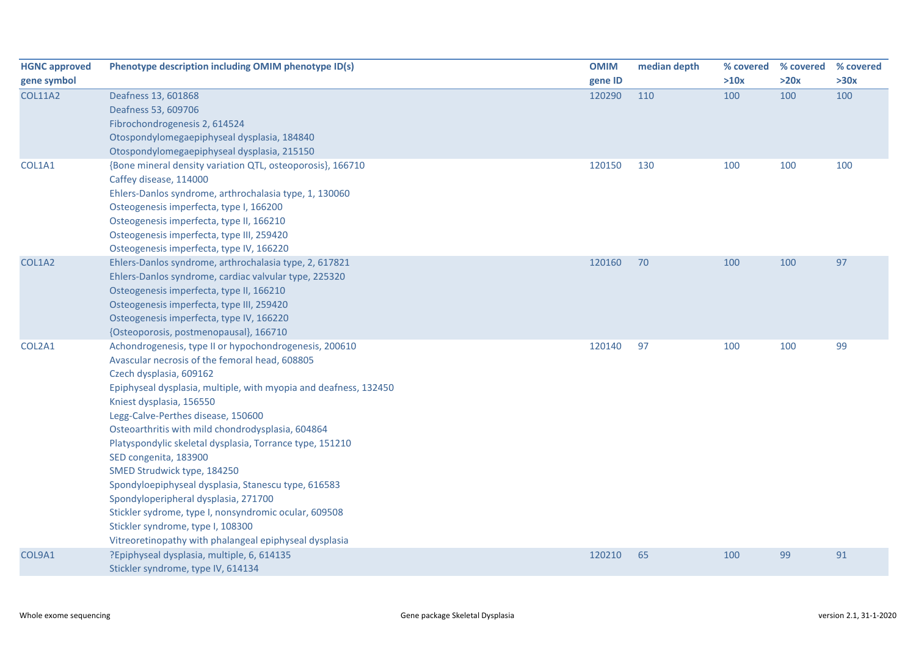| HGNC approved gene symbol | Phenotype description including OMIM phenotype ID(s) | OMIM gene ID | median depth | % covered >10x | % covered >20x | % covered >30x |
|---|---|---|---|---|---|---|
| COL11A2 | Deafness 13, 601868<br>Deafness 53, 609706<br>Fibrochondrogenesis 2, 614524<br>Otospondylomegaepiphyseal dysplasia, 184840<br>Otospondylomegaepiphyseal dysplasia, 215150 | 120290 | 110 | 100 | 100 | 100 |
| COL1A1 | {Bone mineral density variation QTL, osteoporosis}, 166710<br>Caffey disease, 114000<br>Ehlers-Danlos syndrome, arthrochalasia type, 1, 130060<br>Osteogenesis imperfecta, type I, 166200<br>Osteogenesis imperfecta, type II, 166210<br>Osteogenesis imperfecta, type III, 259420<br>Osteogenesis imperfecta, type IV, 166220 | 120150 | 130 | 100 | 100 | 100 |
| COL1A2 | Ehlers-Danlos syndrome, arthrochalasia type, 2, 617821<br>Ehlers-Danlos syndrome, cardiac valvular type, 225320<br>Osteogenesis imperfecta, type II, 166210<br>Osteogenesis imperfecta, type III, 259420<br>Osteogenesis imperfecta, type IV, 166220<br>{Osteoporosis, postmenopausal}, 166710 | 120160 | 70 | 100 | 100 | 97 |
| COL2A1 | Achondrogenesis, type II or hypochondrogenesis, 200610<br>Avascular necrosis of the femoral head, 608805<br>Czech dysplasia, 609162<br>Epiphyseal dysplasia, multiple, with myopia and deafness, 132450<br>Kniest dysplasia, 156550<br>Legg-Calve-Perthes disease, 150600<br>Osteoarthritis with mild chondrodysplasia, 604864<br>Platyspondylic skeletal dysplasia, Torrance type, 151210<br>SED congenita, 183900<br>SMED Strudwick type, 184250<br>Spondyloepiphyseal dysplasia, Stanescu type, 616583<br>Spondyloperipheral dysplasia, 271700<br>Stickler sydrome, type I, nonsyndromic ocular, 609508<br>Stickler syndrome, type I, 108300<br>Vitreoretinopathy with phalangeal epiphyseal dysplasia | 120140 | 97 | 100 | 100 | 99 |
| COL9A1 | ?Epiphyseal dysplasia, multiple, 6, 614135<br>Stickler syndrome, type IV, 614134 | 120210 | 65 | 100 | 99 | 91 |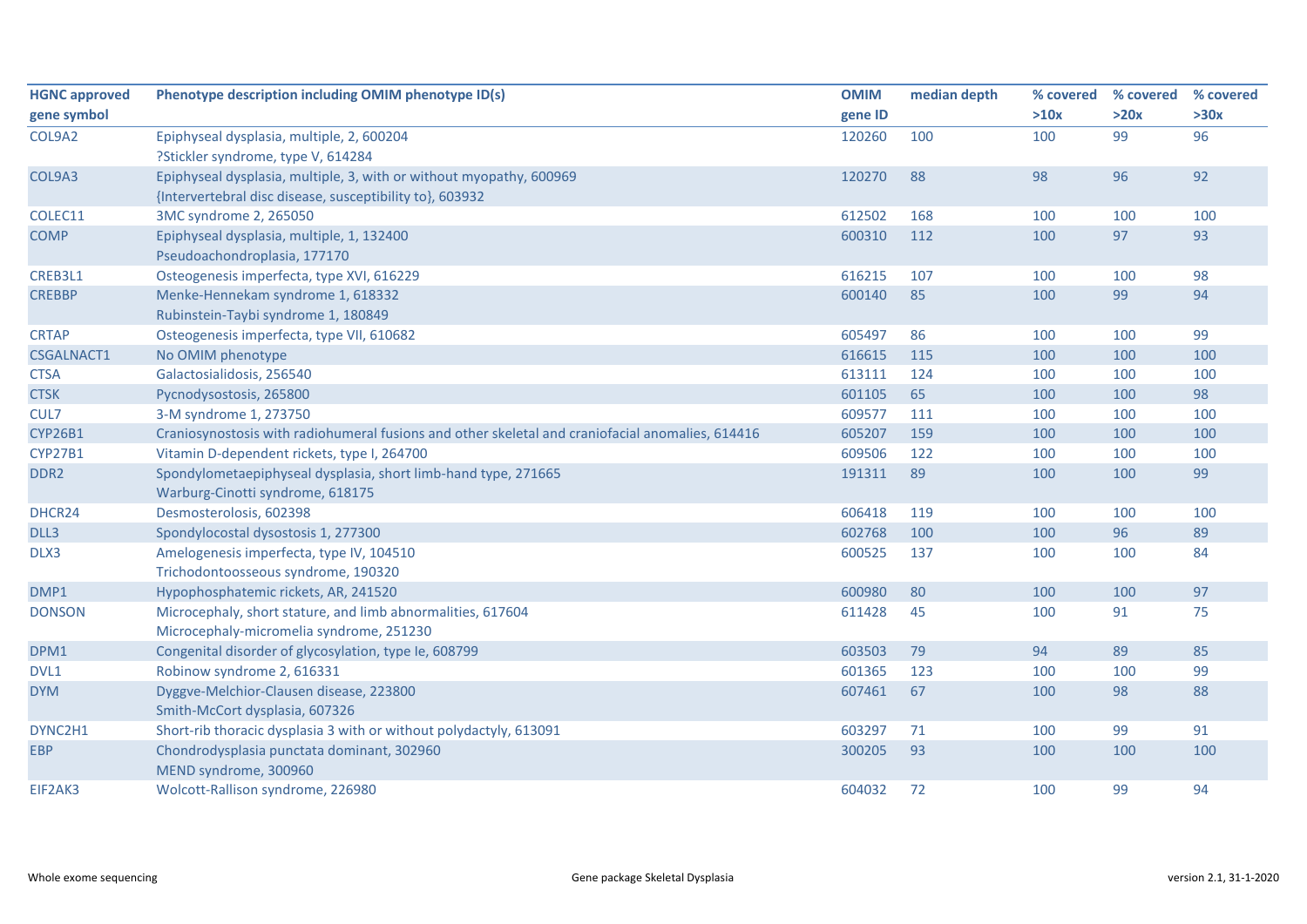| HGNC approved gene symbol | Phenotype description including OMIM phenotype ID(s) | OMIM gene ID | median depth | % covered >10x | % covered >20x | % covered >30x |
|---|---|---|---|---|---|---|
| COL9A2 | Epiphyseal dysplasia, multiple, 2, 600204<br>?Stickler syndrome, type V, 614284 | 120260 | 100 | 100 | 99 | 96 |
| COL9A3 | Epiphyseal dysplasia, multiple, 3, with or without myopathy, 600969<br>{Intervertebral disc disease, susceptibility to}, 603932 | 120270 | 88 | 98 | 96 | 92 |
| COLEC11 | 3MC syndrome 2, 265050 | 612502 | 168 | 100 | 100 | 100 |
| COMP | Epiphyseal dysplasia, multiple, 1, 132400<br>Pseudoachondroplasia, 177170 | 600310 | 112 | 100 | 97 | 93 |
| CREB3L1 | Osteogenesis imperfecta, type XVI, 616229 | 616215 | 107 | 100 | 100 | 98 |
| CREBBP | Menke-Hennekam syndrome 1, 618332<br>Rubinstein-Taybi syndrome 1, 180849 | 600140 | 85 | 100 | 99 | 94 |
| CRTAP | Osteogenesis imperfecta, type VII, 610682 | 605497 | 86 | 100 | 100 | 99 |
| CSGALNACT1 | No OMIM phenotype | 616615 | 115 | 100 | 100 | 100 |
| CTSA | Galactosialidosis, 256540 | 613111 | 124 | 100 | 100 | 100 |
| CTSK | Pycnodysostosis, 265800 | 601105 | 65 | 100 | 100 | 98 |
| CUL7 | 3-M syndrome 1, 273750 | 609577 | 111 | 100 | 100 | 100 |
| CYP26B1 | Craniosynostosis with radiohumeral fusions and other skeletal and craniofacial anomalies, 614416 | 605207 | 159 | 100 | 100 | 100 |
| CYP27B1 | Vitamin D-dependent rickets, type I, 264700 | 609506 | 122 | 100 | 100 | 100 |
| DDR2 | Spondylometaepiphyseal dysplasia, short limb-hand type, 271665<br>Warburg-Cinotti syndrome, 618175 | 191311 | 89 | 100 | 100 | 99 |
| DHCR24 | Desmosterolosis, 602398 | 606418 | 119 | 100 | 100 | 100 |
| DLL3 | Spondylocostal dysostosis 1, 277300 | 602768 | 100 | 100 | 96 | 89 |
| DLX3 | Amelogenesis imperfecta, type IV, 104510<br>Trichodontoosseous syndrome, 190320 | 600525 | 137 | 100 | 100 | 84 |
| DMP1 | Hypophosphatemic rickets, AR, 241520 | 600980 | 80 | 100 | 100 | 97 |
| DONSON | Microcephaly, short stature, and limb abnormalities, 617604<br>Microcephaly-micromelia syndrome, 251230 | 611428 | 45 | 100 | 91 | 75 |
| DPM1 | Congenital disorder of glycosylation, type Ie, 608799 | 603503 | 79 | 94 | 89 | 85 |
| DVL1 | Robinow syndrome 2, 616331 | 601365 | 123 | 100 | 100 | 99 |
| DYM | Dyggve-Melchior-Clausen disease, 223800<br>Smith-McCort dysplasia, 607326 | 607461 | 67 | 100 | 98 | 88 |
| DYNC2H1 | Short-rib thoracic dysplasia 3 with or without polydactyly, 613091 | 603297 | 71 | 100 | 99 | 91 |
| EBP | Chondrodysplasia punctata dominant, 302960<br>MEND syndrome, 300960 | 300205 | 93 | 100 | 100 | 100 |
| EIF2AK3 | Wolcott-Rallison syndrome, 226980 | 604032 | 72 | 100 | 99 | 94 |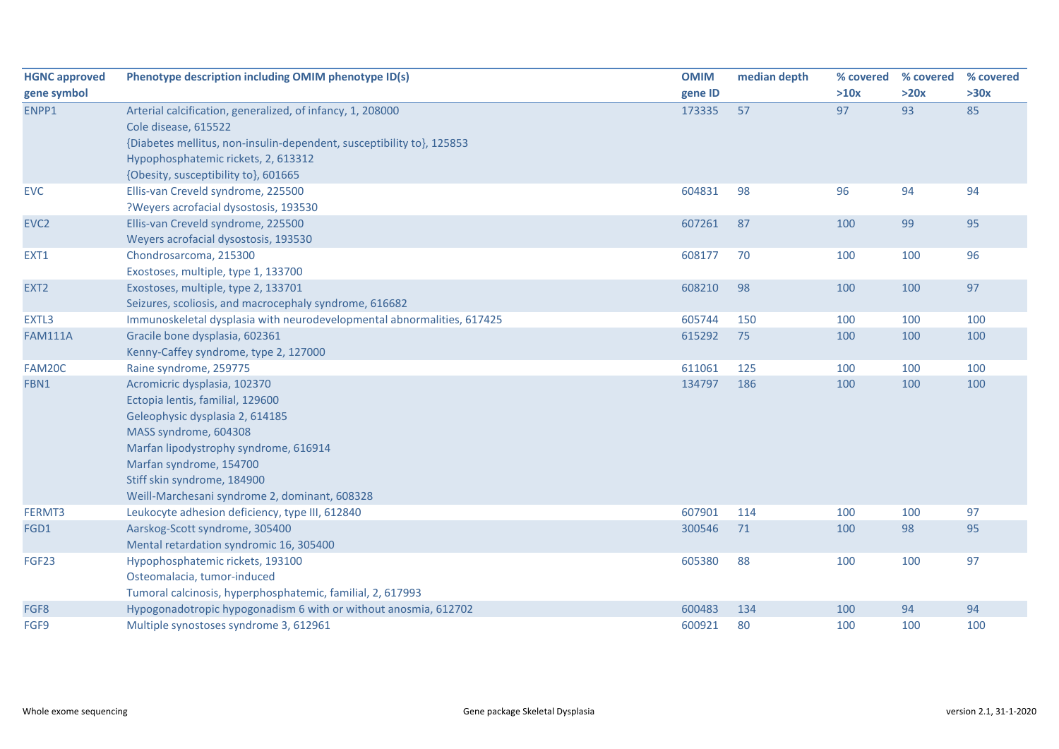| HGNC approved gene symbol | Phenotype description including OMIM phenotype ID(s) | OMIM gene ID | median depth | % covered >10x | % covered >20x | % covered >30x |
|---|---|---|---|---|---|---|
| ENPP1 | Arterial calcification, generalized, of infancy, 1, 208000<br>Cole disease, 615522<br>{Diabetes mellitus, non-insulin-dependent, susceptibility to}, 125853<br>Hypophosphatemic rickets, 2, 613312<br>{Obesity, susceptibility to}, 601665 | 173335 | 57 | 97 | 93 | 85 |
| EVC | Ellis-van Creveld syndrome, 225500<br>?Weyers acrofacial dysostosis, 193530 | 604831 | 98 | 96 | 94 | 94 |
| EVC2 | Ellis-van Creveld syndrome, 225500<br>Weyers acrofacial dysostosis, 193530 | 607261 | 87 | 100 | 99 | 95 |
| EXT1 | Chondrosarcoma, 215300<br>Exostoses, multiple, type 1, 133700 | 608177 | 70 | 100 | 100 | 96 |
| EXT2 | Exostoses, multiple, type 2, 133701<br>Seizures, scoliosis, and macrocephaly syndrome, 616682 | 608210 | 98 | 100 | 100 | 97 |
| EXTL3 | Immunoskeletal dysplasia with neurodevelopmental abnormalities, 617425 | 605744 | 150 | 100 | 100 | 100 |
| FAM111A | Gracile bone dysplasia, 602361<br>Kenny-Caffey syndrome, type 2, 127000 | 615292 | 75 | 100 | 100 | 100 |
| FAM20C | Raine syndrome, 259775 | 611061 | 125 | 100 | 100 | 100 |
| FBN1 | Acromicric dysplasia, 102370<br>Ectopia lentis, familial, 129600<br>Geleophysic dysplasia 2, 614185<br>MASS syndrome, 604308<br>Marfan lipodystrophy syndrome, 616914<br>Marfan syndrome, 154700<br>Stiff skin syndrome, 184900<br>Weill-Marchesani syndrome 2, dominant, 608328 | 134797 | 186 | 100 | 100 | 100 |
| FERMT3 | Leukocyte adhesion deficiency, type III, 612840 | 607901 | 114 | 100 | 100 | 97 |
| FGD1 | Aarskog-Scott syndrome, 305400<br>Mental retardation syndromic 16, 305400 | 300546 | 71 | 100 | 98 | 95 |
| FGF23 | Hypophosphatemic rickets, 193100<br>Osteomalacia, tumor-induced<br>Tumoral calcinosis, hyperphosphatemic, familial, 2, 617993 | 605380 | 88 | 100 | 100 | 97 |
| FGF8 | Hypogonadotropic hypogonadism 6 with or without anosmia, 612702 | 600483 | 134 | 100 | 94 | 94 |
| FGF9 | Multiple synostoses syndrome 3, 612961 | 600921 | 80 | 100 | 100 | 100 |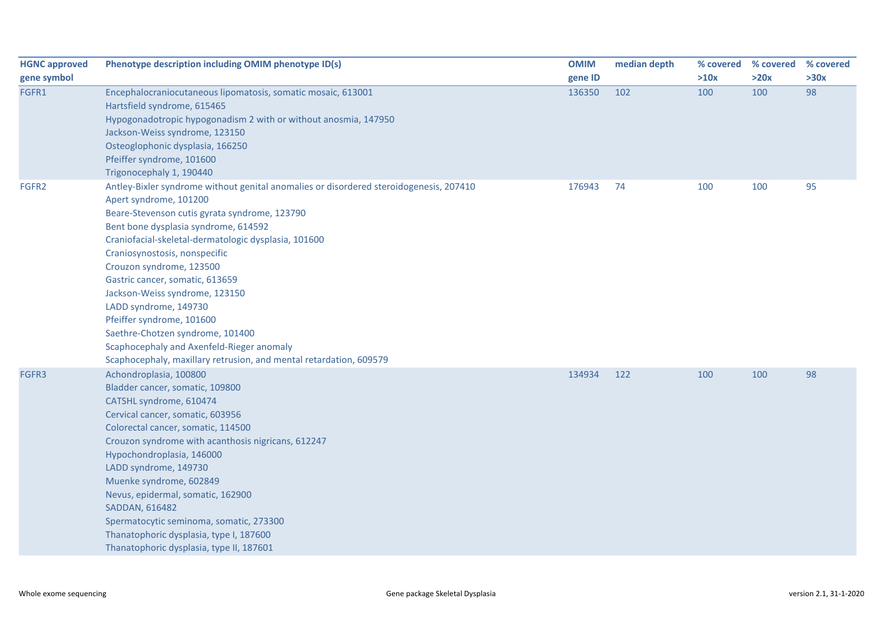| HGNC approved gene symbol | Phenotype description including OMIM phenotype ID(s) | OMIM gene ID | median depth | % covered >10x | % covered >20x | % covered >30x |
|---|---|---|---|---|---|---|
| FGFR1 | Encephalocraniocutaneous lipomatosis, somatic mosaic, 613001<br>Hartsfield syndrome, 615465<br>Hypogonadotropic hypogonadism 2 with or without anosmia, 147950<br>Jackson-Weiss syndrome, 123150<br>Osteoglophonic dysplasia, 166250<br>Pfeiffer syndrome, 101600<br>Trigonocephaly 1, 190440 | 136350 | 102 | 100 | 100 | 98 |
| FGFR2 | Antley-Bixler syndrome without genital anomalies or disordered steroidogenesis, 207410<br>Apert syndrome, 101200<br>Beare-Stevenson cutis gyrata syndrome, 123790<br>Bent bone dysplasia syndrome, 614592<br>Craniofacial-skeletal-dermatologic dysplasia, 101600<br>Craniosynostosis, nonspecific<br>Crouzon syndrome, 123500<br>Gastric cancer, somatic, 613659<br>Jackson-Weiss syndrome, 123150<br>LADD syndrome, 149730<br>Pfeiffer syndrome, 101600<br>Saethre-Chotzen syndrome, 101400<br>Scaphocephaly and Axenfeld-Rieger anomaly<br>Scaphocephaly, maxillary retrusion, and mental retardation, 609579 | 176943 | 74 | 100 | 100 | 95 |
| FGFR3 | Achondroplasia, 100800<br>Bladder cancer, somatic, 109800<br>CATSHL syndrome, 610474<br>Cervical cancer, somatic, 603956<br>Colorectal cancer, somatic, 114500<br>Crouzon syndrome with acanthosis nigricans, 612247<br>Hypochondroplasia, 146000<br>LADD syndrome, 149730<br>Muenke syndrome, 602849<br>Nevus, epidermal, somatic, 162900<br>SADDAN, 616482<br>Spermatocytic seminoma, somatic, 273300<br>Thanatophoric dysplasia, type I, 187600<br>Thanatophoric dysplasia, type II, 187601 | 134934 | 122 | 100 | 100 | 98 |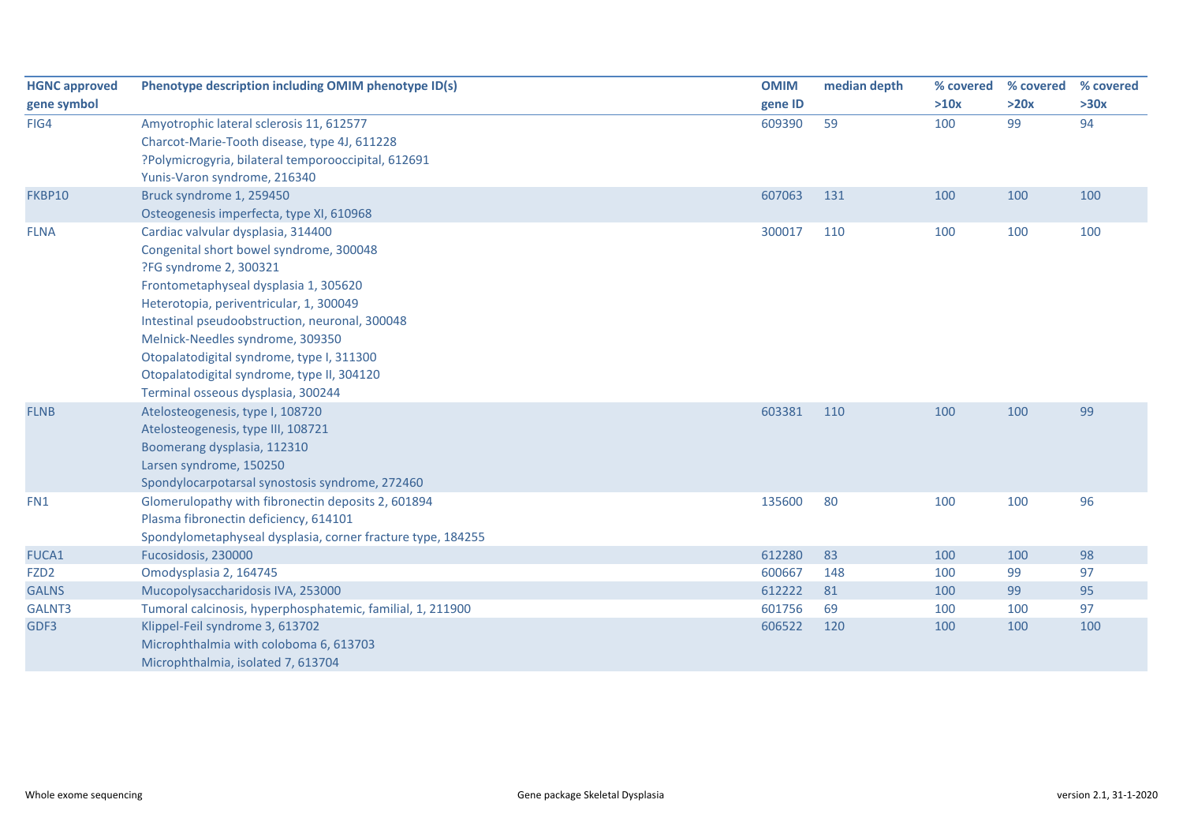| HGNC approved gene symbol | Phenotype description including OMIM phenotype ID(s) | OMIM gene ID | median depth | % covered >10x | % covered >20x | % covered >30x |
|---|---|---|---|---|---|---|
| FIG4 | Amyotrophic lateral sclerosis 11, 612577<br>Charcot-Marie-Tooth disease, type 4J, 611228<br>?Polymicrogyria, bilateral temporooccipital, 612691<br>Yunis-Varon syndrome, 216340 | 609390 | 59 | 100 | 99 | 94 |
| FKBP10 | Bruck syndrome 1, 259450<br>Osteogenesis imperfecta, type XI, 610968 | 607063 | 131 | 100 | 100 | 100 |
| FLNA | Cardiac valvular dysplasia, 314400<br>Congenital short bowel syndrome, 300048<br>?FG syndrome 2, 300321<br>Frontometaphyseal dysplasia 1, 305620<br>Heterotopia, periventricular, 1, 300049<br>Intestinal pseudoobstruction, neuronal, 300048<br>Melnick-Needles syndrome, 309350<br>Otopalatodigital syndrome, type I, 311300<br>Otopalatodigital syndrome, type II, 304120<br>Terminal osseous dysplasia, 300244 | 300017 | 110 | 100 | 100 | 100 |
| FLNB | Atelosteogenesis, type I, 108720<br>Atelosteogenesis, type III, 108721<br>Boomerang dysplasia, 112310<br>Larsen syndrome, 150250<br>Spondylocarpotarsal synostosis syndrome, 272460 | 603381 | 110 | 100 | 100 | 99 |
| FN1 | Glomerulopathy with fibronectin deposits 2, 601894<br>Plasma fibronectin deficiency, 614101<br>Spondylometaphyseal dysplasia, corner fracture type, 184255 | 135600 | 80 | 100 | 100 | 96 |
| FUCA1 | Fucosidosis, 230000 | 612280 | 83 | 100 | 100 | 98 |
| FZD2 | Omodysplasia 2, 164745 | 600667 | 148 | 100 | 99 | 97 |
| GALNS | Mucopolysaccharidosis IVA, 253000 | 612222 | 81 | 100 | 99 | 95 |
| GALNT3 | Tumoral calcinosis, hyperphosphatemic, familial, 1, 211900 | 601756 | 69 | 100 | 100 | 97 |
| GDF3 | Klippel-Feil syndrome 3, 613702<br>Microphthalmia with coloboma 6, 613703<br>Microphthalmia, isolated 7, 613704 | 606522 | 120 | 100 | 100 | 100 |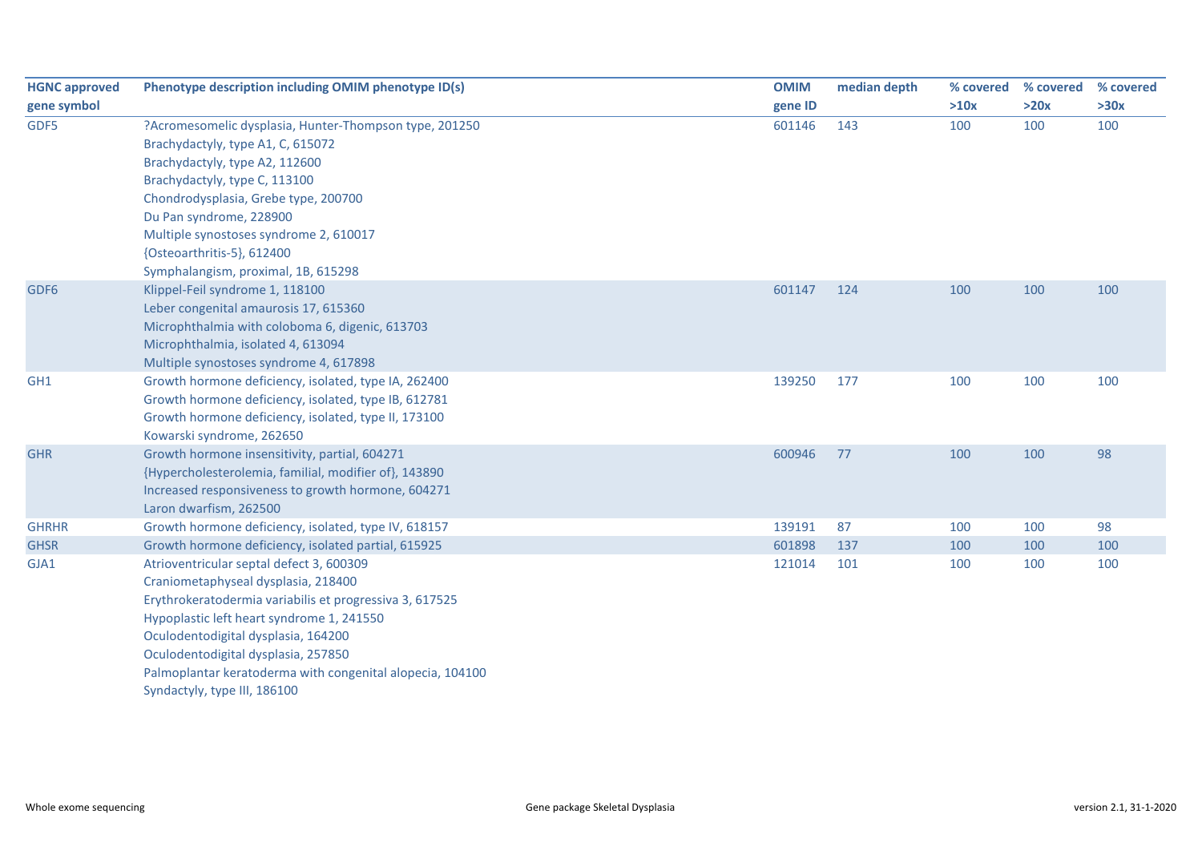| HGNC approved gene symbol | Phenotype description including OMIM phenotype ID(s) | OMIM gene ID | median depth | % covered >10x | % covered >20x | % covered >30x |
|---|---|---|---|---|---|---|
| GDF5 | ?Acromesomelic dysplasia, Hunter-Thompson type, 201250<br>Brachydactyly, type A1, C, 615072<br>Brachydactyly, type A2, 112600<br>Brachydactyly, type C, 113100<br>Chondrodysplasia, Grebe type, 200700<br>Du Pan syndrome, 228900<br>Multiple synostoses syndrome 2, 610017<br>{Osteoarthritis-5}, 612400<br>Symphalangism, proximal, 1B, 615298 | 601146 | 143 | 100 | 100 | 100 |
| GDF6 | Klippel-Feil syndrome 1, 118100<br>Leber congenital amaurosis 17, 615360<br>Microphthalmia with coloboma 6, digenic, 613703<br>Microphthalmia, isolated 4, 613094<br>Multiple synostoses syndrome 4, 617898 | 601147 | 124 | 100 | 100 | 100 |
| GH1 | Growth hormone deficiency, isolated, type IA, 262400<br>Growth hormone deficiency, isolated, type IB, 612781<br>Growth hormone deficiency, isolated, type II, 173100<br>Kowarski syndrome, 262650 | 139250 | 177 | 100 | 100 | 100 |
| GHR | Growth hormone insensitivity, partial, 604271<br>{Hypercholesterolemia, familial, modifier of}, 143890<br>Increased responsiveness to growth hormone, 604271<br>Laron dwarfism, 262500 | 600946 | 77 | 100 | 100 | 98 |
| GHRHR | Growth hormone deficiency, isolated, type IV, 618157 | 139191 | 87 | 100 | 100 | 98 |
| GHSR | Growth hormone deficiency, isolated partial, 615925 | 601898 | 137 | 100 | 100 | 100 |
| GJA1 | Atrioventricular septal defect 3, 600309<br>Craniometaphyseal dysplasia, 218400<br>Erythrokeratodermia variabilis et progressiva 3, 617525<br>Hypoplastic left heart syndrome 1, 241550<br>Oculodentodigital dysplasia, 164200<br>Oculodentodigital dysplasia, 257850<br>Palmoplantar keratoderma with congenital alopecia, 104100<br>Syndactyly, type III, 186100 | 121014 | 101 | 100 | 100 | 100 |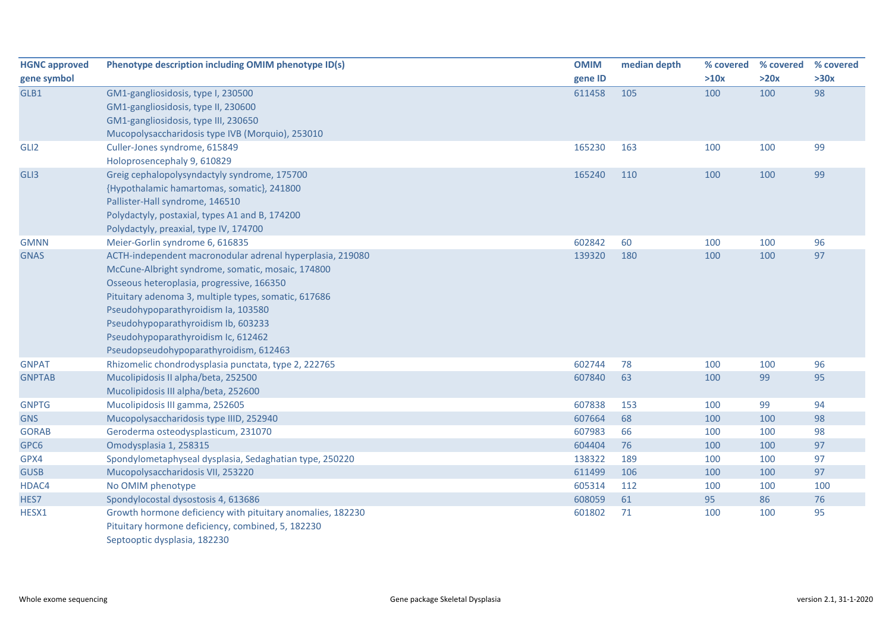| HGNC approved gene symbol | Phenotype description including OMIM phenotype ID(s) | OMIM gene ID | median depth | % covered >10x | % covered >20x | % covered >30x |
|---|---|---|---|---|---|---|
| GLB1 | GM1-gangliosidosis, type I, 230500<br>GM1-gangliosidosis, type II, 230600<br>GM1-gangliosidosis, type III, 230650<br>Mucopolysaccharidosis type IVB (Morquio), 253010 | 611458 | 105 | 100 | 100 | 98 |
| GLI2 | Culler-Jones syndrome, 615849<br>Holoprosencephaly 9, 610829 | 165230 | 163 | 100 | 100 | 99 |
| GLI3 | Greig cephalopolysyndactyly syndrome, 175700<br>{Hypothalamic hamartomas, somatic}, 241800<br>Pallister-Hall syndrome, 146510<br>Polydactyly, postaxial, types A1 and B, 174200<br>Polydactyly, preaxial, type IV, 174700 | 165240 | 110 | 100 | 100 | 99 |
| GMNN | Meier-Gorlin syndrome 6, 616835 | 602842 | 60 | 100 | 100 | 96 |
| GNAS | ACTH-independent macronodular adrenal hyperplasia, 219080<br>McCune-Albright syndrome, somatic, mosaic, 174800<br>Osseous heteroplasia, progressive, 166350<br>Pituitary adenoma 3, multiple types, somatic, 617686<br>Pseudohypoparathyroidism Ia, 103580<br>Pseudohypoparathyroidism Ib, 603233<br>Pseudohypoparathyroidism Ic, 612462<br>Pseudopseudohypoparathyroidism, 612463 | 139320 | 180 | 100 | 100 | 97 |
| GNPAT | Rhizomelic chondrodysplasia punctata, type 2, 222765 | 602744 | 78 | 100 | 100 | 96 |
| GNPTAB | Mucolipidosis II alpha/beta, 252500<br>Mucolipidosis III alpha/beta, 252600 | 607840 | 63 | 100 | 99 | 95 |
| GNPTG | Mucolipidosis III gamma, 252605 | 607838 | 153 | 100 | 99 | 94 |
| GNS | Mucopolysaccharidosis type IIID, 252940 | 607664 | 68 | 100 | 100 | 98 |
| GORAB | Geroderma osteodysplasticum, 231070 | 607983 | 66 | 100 | 100 | 98 |
| GPC6 | Omodysplasia 1, 258315 | 604404 | 76 | 100 | 100 | 97 |
| GPX4 | Spondylometaphyseal dysplasia, Sedaghatian type, 250220 | 138322 | 189 | 100 | 100 | 97 |
| GUSB | Mucopolysaccharidosis VII, 253220 | 611499 | 106 | 100 | 100 | 97 |
| HDAC4 | No OMIM phenotype | 605314 | 112 | 100 | 100 | 100 |
| HES7 | Spondylocostal dysostosis 4, 613686 | 608059 | 61 | 95 | 86 | 76 |
| HESX1 | Growth hormone deficiency with pituitary anomalies, 182230<br>Pituitary hormone deficiency, combined, 5, 182230<br>Septooptic dysplasia, 182230 | 601802 | 71 | 100 | 100 | 95 |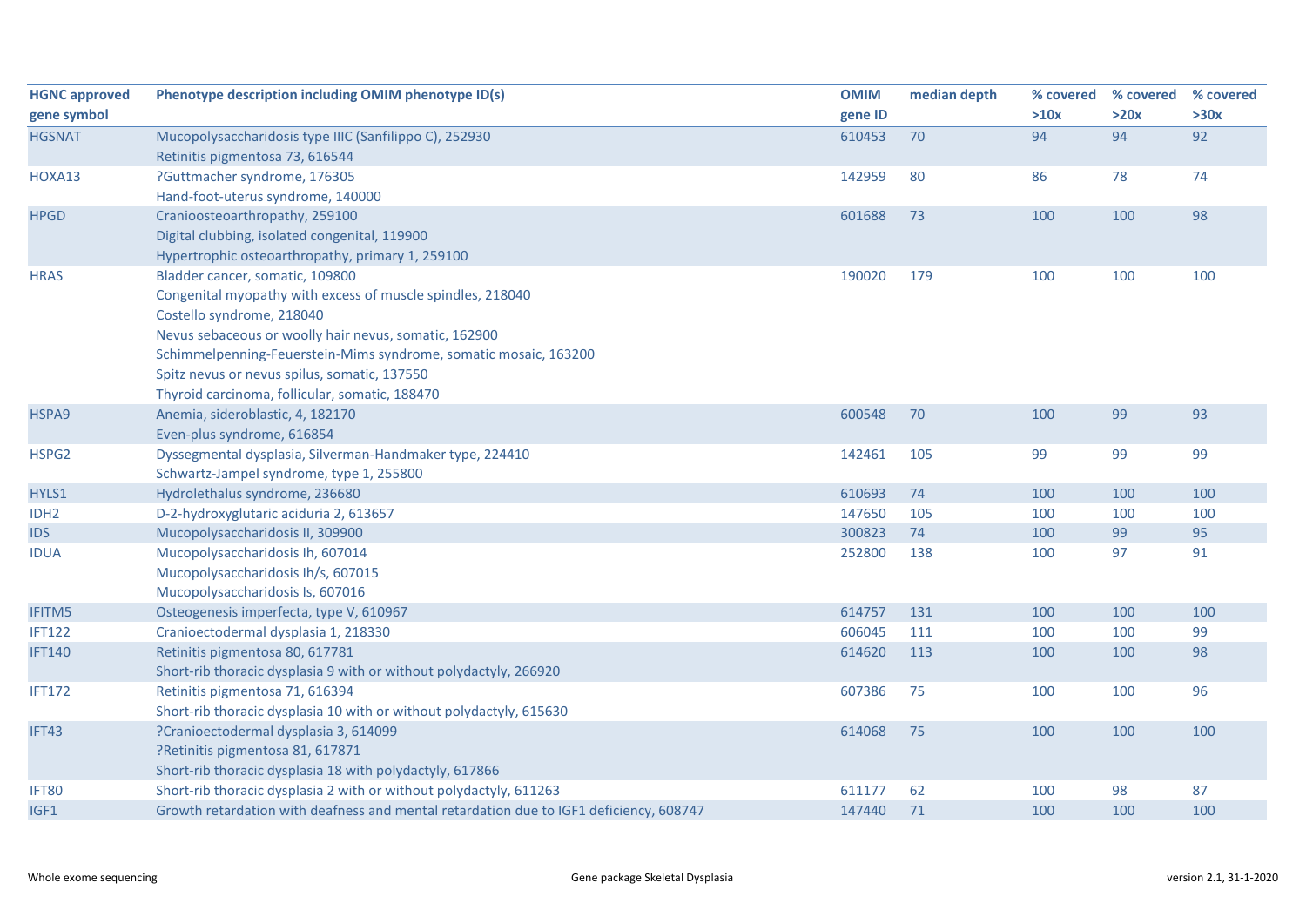| HGNC approved gene symbol | Phenotype description including OMIM phenotype ID(s) | OMIM gene ID | median depth | % covered >10x | % covered >20x | % covered >30x |
|---|---|---|---|---|---|---|
| HGSNAT | Mucopolysaccharidosis type IIIC (Sanfilippo C), 252930<br>Retinitis pigmentosa 73, 616544 | 610453 | 70 | 94 | 94 | 92 |
| HOXA13 | ?Guttmacher syndrome, 176305<br>Hand-foot-uterus syndrome, 140000 | 142959 | 80 | 86 | 78 | 74 |
| HPGD | Cranioosteoarthropathy, 259100<br>Digital clubbing, isolated congenital, 119900<br>Hypertrophic osteoarthropathy, primary 1, 259100 | 601688 | 73 | 100 | 100 | 98 |
| HRAS | Bladder cancer, somatic, 109800<br>Congenital myopathy with excess of muscle spindles, 218040<br>Costello syndrome, 218040<br>Nevus sebaceous or woolly hair nevus, somatic, 162900<br>Schimmelpenning-Feuerstein-Mims syndrome, somatic mosaic, 163200<br>Spitz nevus or nevus spilus, somatic, 137550<br>Thyroid carcinoma, follicular, somatic, 188470 | 190020 | 179 | 100 | 100 | 100 |
| HSPA9 | Anemia, sideroblastic, 4, 182170<br>Even-plus syndrome, 616854 | 600548 | 70 | 100 | 99 | 93 |
| HSPG2 | Dyssegmental dysplasia, Silverman-Handmaker type, 224410<br>Schwartz-Jampel syndrome, type 1, 255800 | 142461 | 105 | 99 | 99 | 99 |
| HYLS1 | Hydrolethalus syndrome, 236680 | 610693 | 74 | 100 | 100 | 100 |
| IDH2 | D-2-hydroxyglutaric aciduria 2, 613657 | 147650 | 105 | 100 | 100 | 100 |
| IDS | Mucopolysaccharidosis II, 309900 | 300823 | 74 | 100 | 99 | 95 |
| IDUA | Mucopolysaccharidosis Ih, 607014<br>Mucopolysaccharidosis Ih/s, 607015<br>Mucopolysaccharidosis Is, 607016 | 252800 | 138 | 100 | 97 | 91 |
| IFITM5 | Osteogenesis imperfecta, type V, 610967 | 614757 | 131 | 100 | 100 | 100 |
| IFT122 | Cranioectodermal dysplasia 1, 218330 | 606045 | 111 | 100 | 100 | 99 |
| IFT140 | Retinitis pigmentosa 80, 617781<br>Short-rib thoracic dysplasia 9 with or without polydactyly, 266920 | 614620 | 113 | 100 | 100 | 98 |
| IFT172 | Retinitis pigmentosa 71, 616394<br>Short-rib thoracic dysplasia 10 with or without polydactyly, 615630 | 607386 | 75 | 100 | 100 | 96 |
| IFT43 | ?Cranioectodermal dysplasia 3, 614099<br>?Retinitis pigmentosa 81, 617871<br>Short-rib thoracic dysplasia 18 with polydactyly, 617866 | 614068 | 75 | 100 | 100 | 100 |
| IFT80 | Short-rib thoracic dysplasia 2 with or without polydactyly, 611263 | 611177 | 62 | 100 | 98 | 87 |
| IGF1 | Growth retardation with deafness and mental retardation due to IGF1 deficiency, 608747 | 147440 | 71 | 100 | 100 | 100 |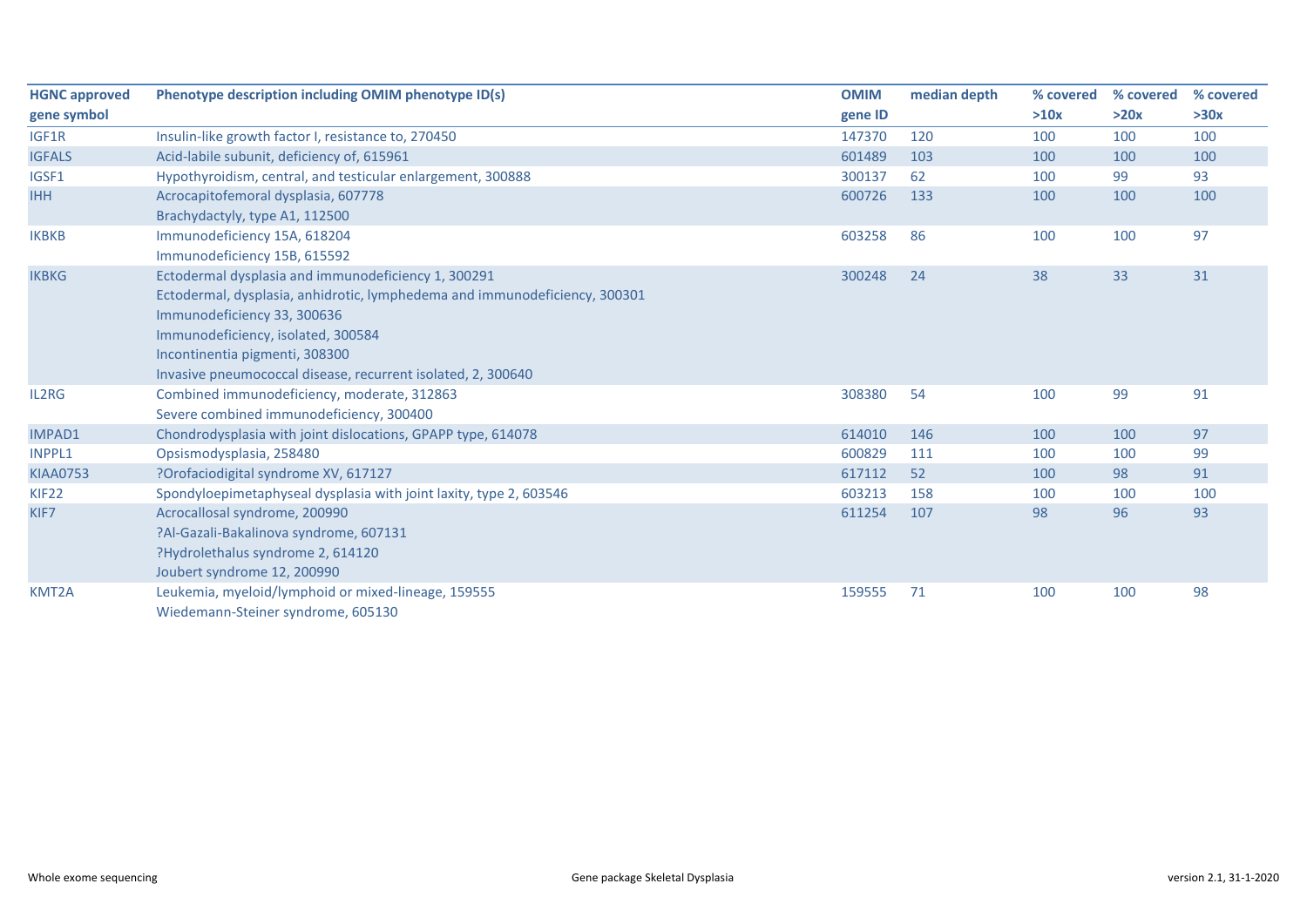| HGNC approved gene symbol | Phenotype description including OMIM phenotype ID(s) | OMIM gene ID | median depth | % covered >10x | % covered >20x | % covered >30x |
|---|---|---|---|---|---|---|
| IGF1R | Insulin-like growth factor I, resistance to, 270450 | 147370 | 120 | 100 | 100 | 100 |
| IGFALS | Acid-labile subunit, deficiency of, 615961 | 601489 | 103 | 100 | 100 | 100 |
| IGSF1 | Hypothyroidism, central, and testicular enlargement, 300888 | 300137 | 62 | 100 | 99 | 93 |
| IHH | Acrocapitofemoral dysplasia, 607778<br>Brachydactyly, type A1, 112500 | 600726 | 133 | 100 | 100 | 100 |
| IKBKB | Immunodeficiency 15A, 618204<br>Immunodeficiency 15B, 615592 | 603258 | 86 | 100 | 100 | 97 |
| IKBKG | Ectodermal dysplasia and immunodeficiency 1, 300291<br>Ectodermal, dysplasia, anhidrotic, lymphedema and immunodeficiency, 300301<br>Immunodeficiency 33, 300636<br>Immunodeficiency, isolated, 300584<br>Incontinentia pigmenti, 308300<br>Invasive pneumococcal disease, recurrent isolated, 2, 300640 | 300248 | 24 | 38 | 33 | 31 |
| IL2RG | Combined immunodeficiency, moderate, 312863<br>Severe combined immunodeficiency, 300400 | 308380 | 54 | 100 | 99 | 91 |
| IMPAD1 | Chondrodysplasia with joint dislocations, GPAPP type, 614078 | 614010 | 146 | 100 | 100 | 97 |
| INPPL1 | Opsismodysplasia, 258480 | 600829 | 111 | 100 | 100 | 99 |
| KIAA0753 | ?Orofaciodigital syndrome XV, 617127 | 617112 | 52 | 100 | 98 | 91 |
| KIF22 | Spondyloepimetaphyseal dysplasia with joint laxity, type 2, 603546 | 603213 | 158 | 100 | 100 | 100 |
| KIF7 | Acrocallosal syndrome, 200990<br>?Al-Gazali-Bakalinova syndrome, 607131<br>?Hydrolethalus syndrome 2, 614120<br>Joubert syndrome 12, 200990 | 611254 | 107 | 98 | 96 | 93 |
| KMT2A | Leukemia, myeloid/lymphoid or mixed-lineage, 159555<br>Wiedemann-Steiner syndrome, 605130 | 159555 | 71 | 100 | 100 | 98 |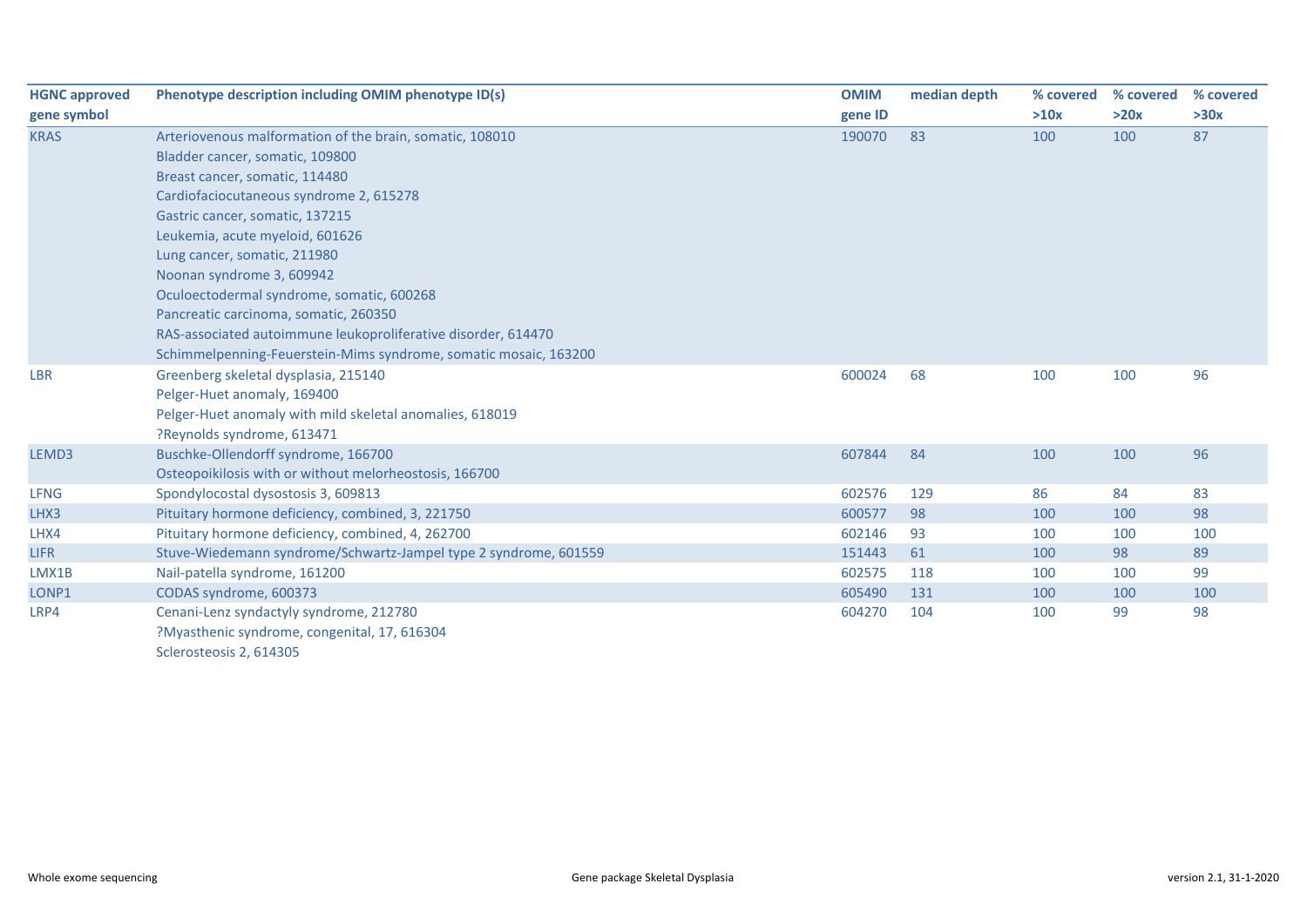| HGNC approved gene symbol | Phenotype description including OMIM phenotype ID(s) | OMIM gene ID | median depth | % covered >10x | % covered >20x | % covered >30x |
|---|---|---|---|---|---|---|
| KRAS | Arteriovenous malformation of the brain, somatic, 108010<br>Bladder cancer, somatic, 109800<br>Breast cancer, somatic, 114480<br>Cardiofaciocutaneous syndrome 2, 615278<br>Gastric cancer, somatic, 137215<br>Leukemia, acute myeloid, 601626<br>Lung cancer, somatic, 211980<br>Noonan syndrome 3, 609942<br>Oculoectodermal syndrome, somatic, 600268<br>Pancreatic carcinoma, somatic, 260350<br>RAS-associated autoimmune leukoproliferative disorder, 614470<br>Schimmelpenning-Feuerstein-Mims syndrome, somatic mosaic, 163200 | 190070 | 83 | 100 | 100 | 87 |
| LBR | Greenberg skeletal dysplasia, 215140<br>Pelger-Huet anomaly, 169400<br>Pelger-Huet anomaly with mild skeletal anomalies, 618019<br>?Reynolds syndrome, 613471 | 600024 | 68 | 100 | 100 | 96 |
| LEMD3 | Buschke-Ollendorff syndrome, 166700<br>Osteopoikilosis with or without melorheostosis, 166700 | 607844 | 84 | 100 | 100 | 96 |
| LFNG | Spondylocostal dysostosis 3, 609813 | 602576 | 129 | 86 | 84 | 83 |
| LHX3 | Pituitary hormone deficiency, combined, 3, 221750 | 600577 | 98 | 100 | 100 | 98 |
| LHX4 | Pituitary hormone deficiency, combined, 4, 262700 | 602146 | 93 | 100 | 100 | 100 |
| LIFR | Stuve-Wiedemann syndrome/Schwartz-Jampel type 2 syndrome, 601559 | 151443 | 61 | 100 | 98 | 89 |
| LMX1B | Nail-patella syndrome, 161200 | 602575 | 118 | 100 | 100 | 99 |
| LONP1 | CODAS syndrome, 600373 | 605490 | 131 | 100 | 100 | 100 |
| LRP4 | Cenani-Lenz syndactyly syndrome, 212780<br>?Myasthenic syndrome, congenital, 17, 616304<br>Sclerosteosis 2, 614305 | 604270 | 104 | 100 | 99 | 98 |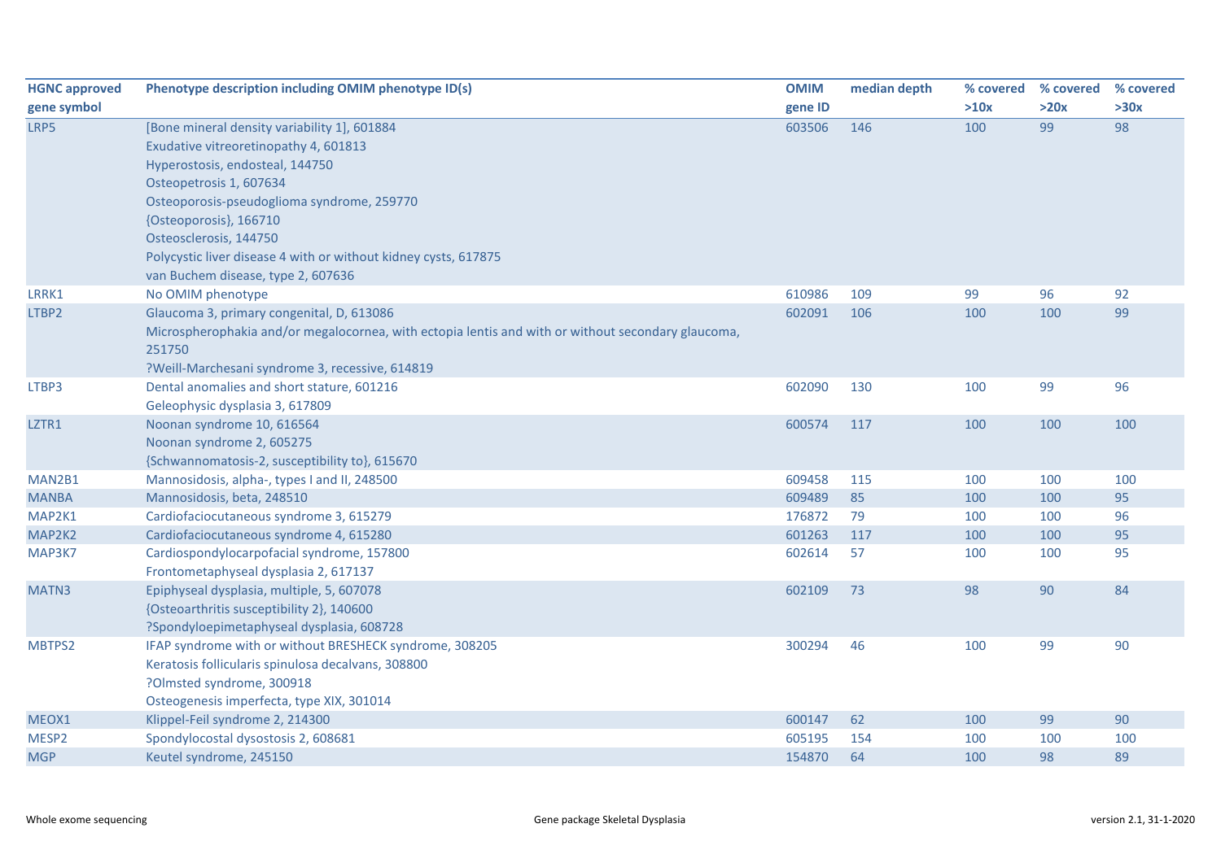| HGNC approved gene symbol | Phenotype description including OMIM phenotype ID(s) | OMIM gene ID | median depth | % covered >10x | % covered >20x | % covered >30x |
|---|---|---|---|---|---|---|
| LRP5 | [Bone mineral density variability 1], 601884<br>Exudative vitreoretinopathy 4, 601813<br>Hyperostosis, endosteal, 144750<br>Osteopetrosis 1, 607634<br>Osteoporosis-pseudoglioma syndrome, 259770<br>{Osteoporosis}, 166710<br>Osteosclerosis, 144750<br>Polycystic liver disease 4 with or without kidney cysts, 617875<br>van Buchem disease, type 2, 607636 | 603506 | 146 | 100 | 99 | 98 |
| LRRK1 | No OMIM phenotype | 610986 | 109 | 99 | 96 | 92 |
| LTBP2 | Glaucoma 3, primary congenital, D, 613086<br>Microspherophakia and/or megalocornea, with ectopia lentis and with or without secondary glaucoma, 251750<br>?Weill-Marchesani syndrome 3, recessive, 614819 | 602091 | 106 | 100 | 100 | 99 |
| LTBP3 | Dental anomalies and short stature, 601216<br>Geleophysic dysplasia 3, 617809 | 602090 | 130 | 100 | 99 | 96 |
| LZTR1 | Noonan syndrome 10, 616564<br>Noonan syndrome 2, 605275<br>{Schwannomatosis-2, susceptibility to}, 615670 | 600574 | 117 | 100 | 100 | 100 |
| MAN2B1 | Mannosidosis, alpha-, types I and II, 248500 | 609458 | 115 | 100 | 100 | 100 |
| MANBA | Mannosidosis, beta, 248510 | 609489 | 85 | 100 | 100 | 95 |
| MAP2K1 | Cardiofaciocutaneous syndrome 3, 615279 | 176872 | 79 | 100 | 100 | 96 |
| MAP2K2 | Cardiofaciocutaneous syndrome 4, 615280 | 601263 | 117 | 100 | 100 | 95 |
| MAP3K7 | Cardiospondylocarpofacial syndrome, 157800<br>Frontometaphyseal dysplasia 2, 617137 | 602614 | 57 | 100 | 100 | 95 |
| MATN3 | Epiphyseal dysplasia, multiple, 5, 607078<br>{Osteoarthritis susceptibility 2}, 140600<br>?Spondyloepimetaphyseal dysplasia, 608728 | 602109 | 73 | 98 | 90 | 84 |
| MBTPS2 | IFAP syndrome with or without BRESHECK syndrome, 308205<br>Keratosis follicularis spinulosa decalvans, 308800<br>?Olmsted syndrome, 300918<br>Osteogenesis imperfecta, type XIX, 301014 | 300294 | 46 | 100 | 99 | 90 |
| MEOX1 | Klippel-Feil syndrome 2, 214300 | 600147 | 62 | 100 | 99 | 90 |
| MESP2 | Spondylocostal dysostosis 2, 608681 | 605195 | 154 | 100 | 100 | 100 |
| MGP | Keutel syndrome, 245150 | 154870 | 64 | 100 | 98 | 89 |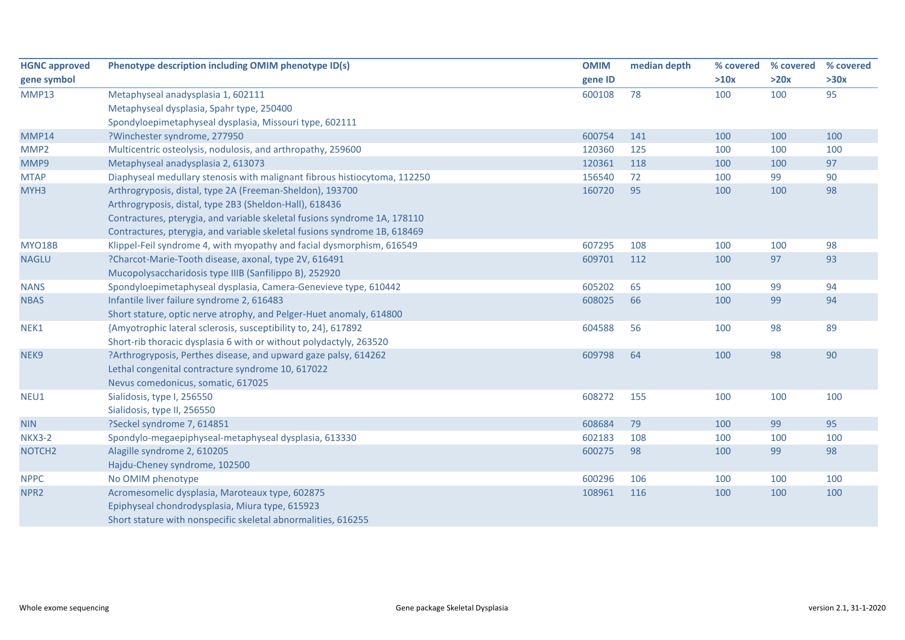| HGNC approved gene symbol | Phenotype description including OMIM phenotype ID(s) | OMIM gene ID | median depth | % covered >10x | % covered >20x | % covered >30x |
|---|---|---|---|---|---|---|
| MMP13 | Metaphyseal anadysplasia 1, 602111<br>Metaphyseal dysplasia, Spahr type, 250400<br>Spondyloepimetaphyseal dysplasia, Missouri type, 602111 | 600108 | 78 | 100 | 100 | 95 |
| MMP14 | ?Winchester syndrome, 277950 | 600754 | 141 | 100 | 100 | 100 |
| MMP2 | Multicentric osteolysis, nodulosis, and arthropathy, 259600 | 120360 | 125 | 100 | 100 | 100 |
| MMP9 | Metaphyseal anadysplasia 2, 613073 | 120361 | 118 | 100 | 100 | 97 |
| MTAP | Diaphyseal medullary stenosis with malignant fibrous histiocytoma, 112250 | 156540 | 72 | 100 | 99 | 90 |
| MYH3 | Arthrogryposis, distal, type 2A (Freeman-Sheldon), 193700<br>Arthrogryposis, distal, type 2B3 (Sheldon-Hall), 618436<br>Contractures, pterygia, and variable skeletal fusions syndrome 1A, 178110<br>Contractures, pterygia, and variable skeletal fusions syndrome 1B, 618469 | 160720 | 95 | 100 | 100 | 98 |
| MYO18B | Klippel-Feil syndrome 4, with myopathy and facial dysmorphism, 616549 | 607295 | 108 | 100 | 100 | 98 |
| NAGLU | ?Charcot-Marie-Tooth disease, axonal, type 2V, 616491<br>Mucopolysaccharidosis type IIIB (Sanfilippo B), 252920 | 609701 | 112 | 100 | 97 | 93 |
| NANS | Spondyloepimetaphyseal dysplasia, Camera-Genevieve type, 610442 | 605202 | 65 | 100 | 99 | 94 |
| NBAS | Infantile liver failure syndrome 2, 616483<br>Short stature, optic nerve atrophy, and Pelger-Huet anomaly, 614800 | 608025 | 66 | 100 | 99 | 94 |
| NEK1 | {Amyotrophic lateral sclerosis, susceptibility to, 24}, 617892<br>Short-rib thoracic dysplasia 6 with or without polydactyly, 263520 | 604588 | 56 | 100 | 98 | 89 |
| NEK9 | ?Arthrogryposis, Perthes disease, and upward gaze palsy, 614262<br>Lethal congenital contracture syndrome 10, 617022<br>Nevus comedonicus, somatic, 617025 | 609798 | 64 | 100 | 98 | 90 |
| NEU1 | Sialidosis, type I, 256550<br>Sialidosis, type II, 256550 | 608272 | 155 | 100 | 100 | 100 |
| NIN | ?Seckel syndrome 7, 614851 | 608684 | 79 | 100 | 99 | 95 |
| NKX3-2 | Spondylo-megaepiphyseal-metaphyseal dysplasia, 613330 | 602183 | 108 | 100 | 100 | 100 |
| NOTCH2 | Alagille syndrome 2, 610205<br>Hajdu-Cheney syndrome, 102500 | 600275 | 98 | 100 | 99 | 98 |
| NPPC | No OMIM phenotype | 600296 | 106 | 100 | 100 | 100 |
| NPR2 | Acromesomelic dysplasia, Maroteaux type, 602875<br>Epiphyseal chondrodysplasia, Miura type, 615923<br>Short stature with nonspecific skeletal abnormalities, 616255 | 108961 | 116 | 100 | 100 | 100 |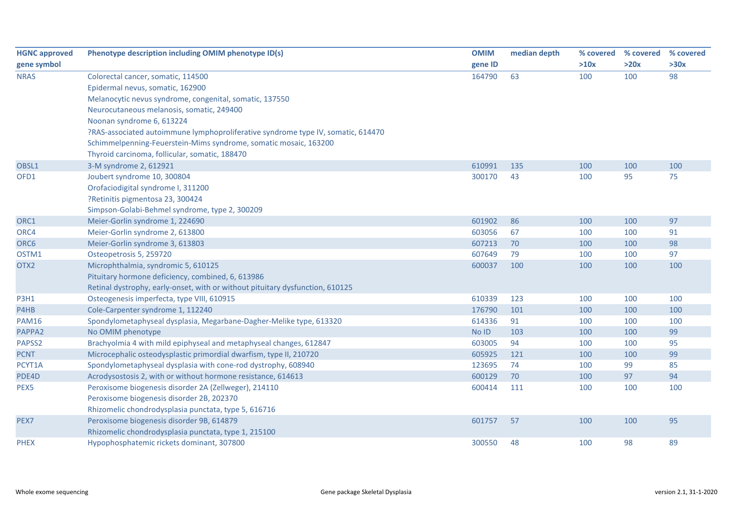| HGNC approved gene symbol | Phenotype description including OMIM phenotype ID(s) | OMIM gene ID | median depth | % covered >10x | % covered >20x | % covered >30x |
|---|---|---|---|---|---|---|
| NRAS | Colorectal cancer, somatic, 114500 | 164790 | 63 | 100 | 100 | 98 |
| | Epidermal nevus, somatic, 162900 | | | | | |
| | Melanocytic nevus syndrome, congenital, somatic, 137550 | | | | | |
| | Neurocutaneous melanosis, somatic, 249400 | | | | | |
| | Noonan syndrome 6, 613224 | | | | | |
| | ?RAS-associated autoimmune lymphoproliferative syndrome type IV, somatic, 614470 | | | | | |
| | Schimmelpenning-Feuerstein-Mims syndrome, somatic mosaic, 163200 | | | | | |
| | Thyroid carcinoma, follicular, somatic, 188470 | | | | | |
| OBSL1 | 3-M syndrome 2, 612921 | 610991 | 135 | 100 | 100 | 100 |
| OFD1 | Joubert syndrome 10, 300804 | 300170 | 43 | 100 | 95 | 75 |
| | Orofaciodigital syndrome I, 311200 | | | | | |
| | ?Retinitis pigmentosa 23, 300424 | | | | | |
| | Simpson-Golabi-Behmel syndrome, type 2, 300209 | | | | | |
| ORC1 | Meier-Gorlin syndrome 1, 224690 | 601902 | 86 | 100 | 100 | 97 |
| ORC4 | Meier-Gorlin syndrome 2, 613800 | 603056 | 67 | 100 | 100 | 91 |
| ORC6 | Meier-Gorlin syndrome 3, 613803 | 607213 | 70 | 100 | 100 | 98 |
| OSTM1 | Osteopetrosis 5, 259720 | 607649 | 79 | 100 | 100 | 97 |
| OTX2 | Microphthalmia, syndromic 5, 610125 | 600037 | 100 | 100 | 100 | 100 |
| | Pituitary hormone deficiency, combined, 6, 613986 | | | | | |
| | Retinal dystrophy, early-onset, with or without pituitary dysfunction, 610125 | | | | | |
| P3H1 | Osteogenesis imperfecta, type VIII, 610915 | 610339 | 123 | 100 | 100 | 100 |
| P4HB | Cole-Carpenter syndrome 1, 112240 | 176790 | 101 | 100 | 100 | 100 |
| PAM16 | Spondylometaphyseal dysplasia, Megarbane-Dagher-Melike type, 613320 | 614336 | 91 | 100 | 100 | 100 |
| PAPPA2 | No OMIM phenotype | No ID | 103 | 100 | 100 | 99 |
| PAPSS2 | Brachyolmia 4 with mild epiphyseal and metaphyseal changes, 612847 | 603005 | 94 | 100 | 100 | 95 |
| PCNT | Microcephalic osteodysplastic primordial dwarfism, type II, 210720 | 605925 | 121 | 100 | 100 | 99 |
| PCYT1A | Spondylometaphyseal dysplasia with cone-rod dystrophy, 608940 | 123695 | 74 | 100 | 99 | 85 |
| PDE4D | Acrodysostosis 2, with or without hormone resistance, 614613 | 600129 | 70 | 100 | 97 | 94 |
| PEX5 | Peroxisome biogenesis disorder 2A (Zellweger), 214110 | 600414 | 111 | 100 | 100 | 100 |
| | Peroxisome biogenesis disorder 2B, 202370 | | | | | |
| | Rhizomelic chondrodysplasia punctata, type 5, 616716 | | | | | |
| PEX7 | Peroxisome biogenesis disorder 9B, 614879 | 601757 | 57 | 100 | 100 | 95 |
| | Rhizomelic chondrodysplasia punctata, type 1, 215100 | | | | | |
| PHEX | Hypophosphatemic rickets dominant, 307800 | 300550 | 48 | 100 | 98 | 89 |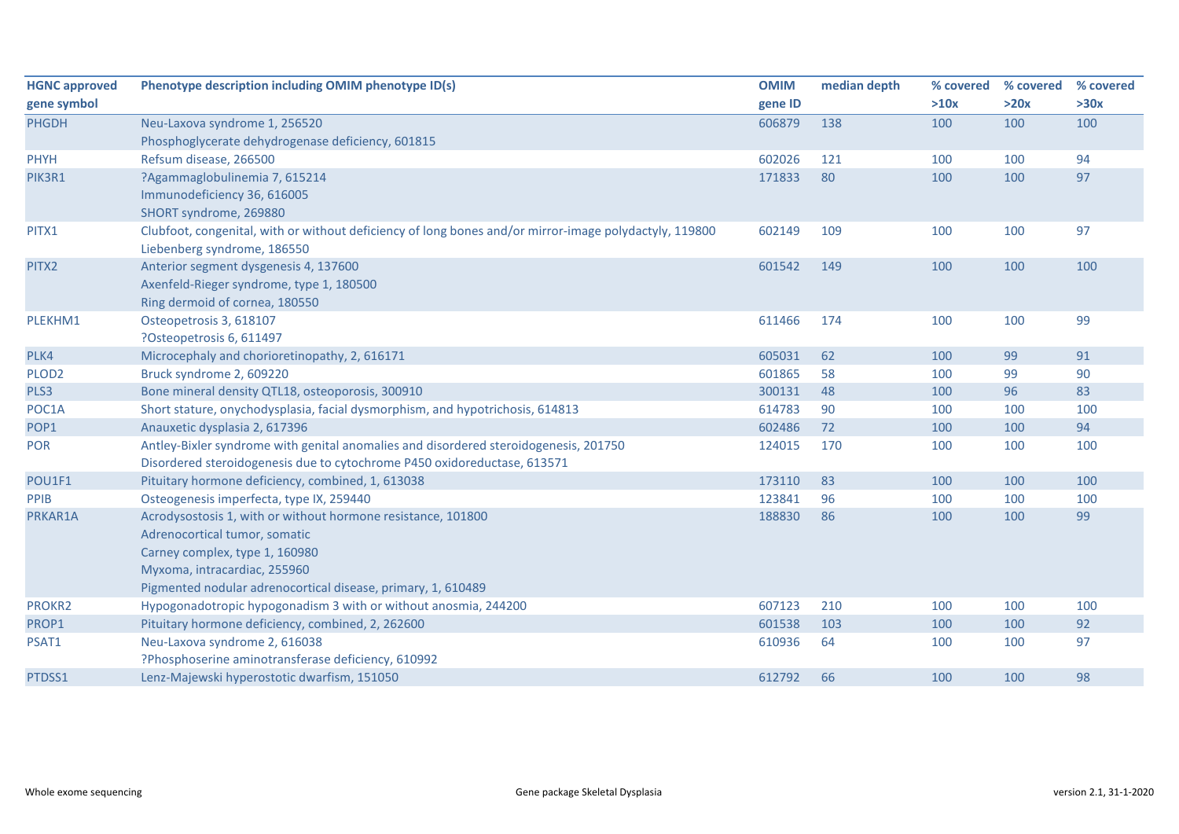| HGNC approved gene symbol | Phenotype description including OMIM phenotype ID(s) | OMIM gene ID | median depth | % covered >10x | % covered >20x | % covered >30x |
|---|---|---|---|---|---|---|
| PHGDH | Neu-Laxova syndrome 1, 256520<br>Phosphoglycerate dehydrogenase deficiency, 601815 | 606879 | 138 | 100 | 100 | 100 |
| PHYH | Refsum disease, 266500 | 602026 | 121 | 100 | 100 | 94 |
| PIK3R1 | ?Agammaglobulinemia 7, 615214<br>Immunodeficiency 36, 616005<br>SHORT syndrome, 269880 | 171833 | 80 | 100 | 100 | 97 |
| PITX1 | Clubfoot, congenital, with or without deficiency of long bones and/or mirror-image polydactyly, 119800<br>Liebenberg syndrome, 186550 | 602149 | 109 | 100 | 100 | 97 |
| PITX2 | Anterior segment dysgenesis 4, 137600<br>Axenfeld-Rieger syndrome, type 1, 180500<br>Ring dermoid of cornea, 180550 | 601542 | 149 | 100 | 100 | 100 |
| PLEKHM1 | Osteopetrosis 3, 618107<br>?Osteopetrosis 6, 611497 | 611466 | 174 | 100 | 100 | 99 |
| PLK4 | Microcephaly and chorioretinopathy, 2, 616171 | 605031 | 62 | 100 | 99 | 91 |
| PLOD2 | Bruck syndrome 2, 609220 | 601865 | 58 | 100 | 99 | 90 |
| PLS3 | Bone mineral density QTL18, osteoporosis, 300910 | 300131 | 48 | 100 | 96 | 83 |
| POC1A | Short stature, onychodysplasia, facial dysmorphism, and hypotrichosis, 614813 | 614783 | 90 | 100 | 100 | 100 |
| POP1 | Anauxetic dysplasia 2, 617396 | 602486 | 72 | 100 | 100 | 94 |
| POR | Antley-Bixler syndrome with genital anomalies and disordered steroidogenesis, 201750<br>Disordered steroidogenesis due to cytochrome P450 oxidoreductase, 613571 | 124015 | 170 | 100 | 100 | 100 |
| POU1F1 | Pituitary hormone deficiency, combined, 1, 613038 | 173110 | 83 | 100 | 100 | 100 |
| PPIB | Osteogenesis imperfecta, type IX, 259440 | 123841 | 96 | 100 | 100 | 100 |
| PRKAR1A | Acrodysostosis 1, with or without hormone resistance, 101800<br>Adrenocortical tumor, somatic<br>Carney complex, type 1, 160980<br>Myxoma, intracardiac, 255960<br>Pigmented nodular adrenocortical disease, primary, 1, 610489 | 188830 | 86 | 100 | 100 | 99 |
| PROKR2 | Hypogonadotropic hypogonadism 3 with or without anosmia, 244200 | 607123 | 210 | 100 | 100 | 100 |
| PROP1 | Pituitary hormone deficiency, combined, 2, 262600 | 601538 | 103 | 100 | 100 | 92 |
| PSAT1 | Neu-Laxova syndrome 2, 616038<br>?Phosphoserine aminotransferase deficiency, 610992 | 610936 | 64 | 100 | 100 | 97 |
| PTDSS1 | Lenz-Majewski hyperostotic dwarfism, 151050 | 612792 | 66 | 100 | 100 | 98 |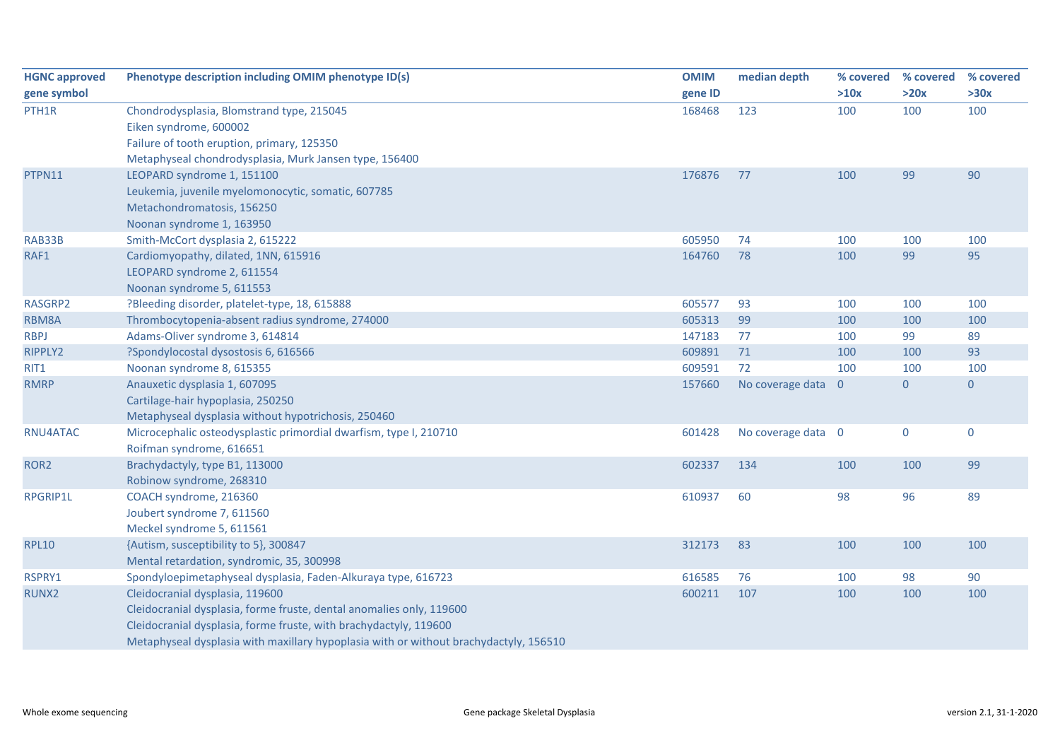| HGNC approved gene symbol | Phenotype description including OMIM phenotype ID(s) | OMIM gene ID | median depth | % covered >10x | % covered >20x | % covered >30x |
|---|---|---|---|---|---|---|
| PTH1R | Chondrodysplasia, Blomstrand type, 215045<br>Eiken syndrome, 600002<br>Failure of tooth eruption, primary, 125350<br>Metaphyseal chondrodysplasia, Murk Jansen type, 156400 | 168468 | 123 | 100 | 100 | 100 |
| PTPN11 | LEOPARD syndrome 1, 151100<br>Leukemia, juvenile myelomonocytic, somatic, 607785<br>Metachondromatosis, 156250<br>Noonan syndrome 1, 163950 | 176876 | 77 | 100 | 99 | 90 |
| RAB33B | Smith-McCort dysplasia 2, 615222 | 605950 | 74 | 100 | 100 | 100 |
| RAF1 | Cardiomyopathy, dilated, 1NN, 615916<br>LEOPARD syndrome 2, 611554<br>Noonan syndrome 5, 611553 | 164760 | 78 | 100 | 99 | 95 |
| RASGRP2 | ?Bleeding disorder, platelet-type, 18, 615888 | 605577 | 93 | 100 | 100 | 100 |
| RBM8A | Thrombocytopenia-absent radius syndrome, 274000 | 605313 | 99 | 100 | 100 | 100 |
| RBPJ | Adams-Oliver syndrome 3, 614814 | 147183 | 77 | 100 | 99 | 89 |
| RIPPLY2 | ?Spondylocostal dysostosis 6, 616566 | 609891 | 71 | 100 | 100 | 93 |
| RIT1 | Noonan syndrome 8, 615355 | 609591 | 72 | 100 | 100 | 100 |
| RMRP | Anauxetic dysplasia 1, 607095<br>Cartilage-hair hypoplasia, 250250<br>Metaphyseal dysplasia without hypotrichosis, 250460 | 157660 | No coverage data | 0 | 0 | 0 |
| RNU4ATAC | Microcephalic osteodysplastic primordial dwarfism, type I, 210710<br>Roifman syndrome, 616651 | 601428 | No coverage data | 0 | 0 | 0 |
| ROR2 | Brachydactyly, type B1, 113000<br>Robinow syndrome, 268310 | 602337 | 134 | 100 | 100 | 99 |
| RPGRIP1L | COACH syndrome, 216360<br>Joubert syndrome 7, 611560<br>Meckel syndrome 5, 611561 | 610937 | 60 | 98 | 96 | 89 |
| RPL10 | {Autism, susceptibility to 5}, 300847<br>Mental retardation, syndromic, 35, 300998 | 312173 | 83 | 100 | 100 | 100 |
| RSPRY1 | Spondyloepimetaphyseal dysplasia, Faden-Alkuraya type, 616723 | 616585 | 76 | 100 | 98 | 90 |
| RUNX2 | Cleidocranial dysplasia, 119600<br>Cleidocranial dysplasia, forme fruste, dental anomalies only, 119600<br>Cleidocranial dysplasia, forme fruste, with brachydactyly, 119600<br>Metaphyseal dysplasia with maxillary hypoplasia with or without brachydactyly, 156510 | 600211 | 107 | 100 | 100 | 100 |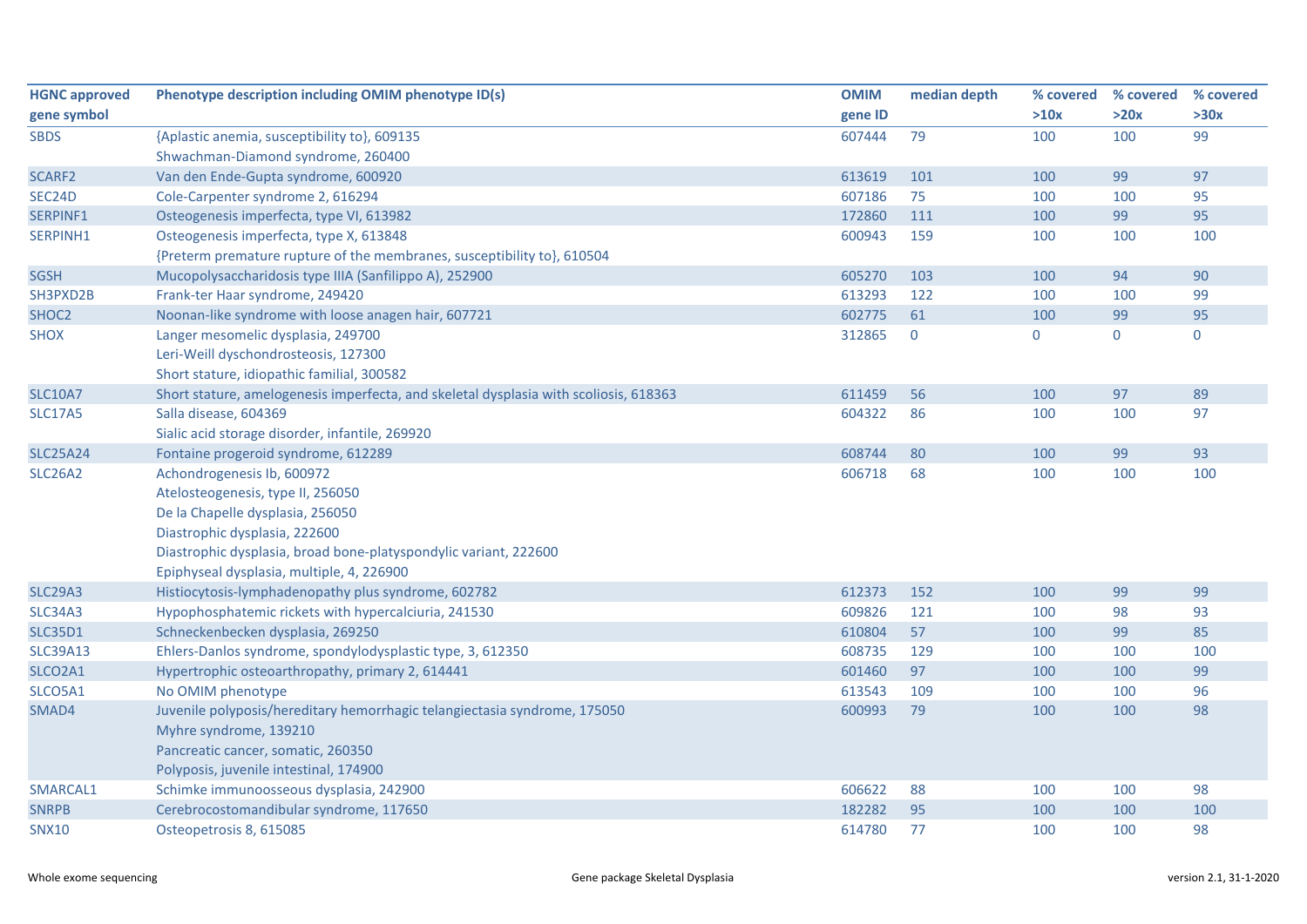| HGNC approved gene symbol | Phenotype description including OMIM phenotype ID(s) | OMIM gene ID | median depth | % covered >10x | % covered >20x | % covered >30x |
|---|---|---|---|---|---|---|
| SBDS | {Aplastic anemia, susceptibility to}, 609135<br>Shwachman-Diamond syndrome, 260400 | 607444 | 79 | 100 | 100 | 99 |
| SCARF2 | Van den Ende-Gupta syndrome, 600920 | 613619 | 101 | 100 | 99 | 97 |
| SEC24D | Cole-Carpenter syndrome 2, 616294 | 607186 | 75 | 100 | 100 | 95 |
| SERPINF1 | Osteogenesis imperfecta, type VI, 613982 | 172860 | 111 | 100 | 99 | 95 |
| SERPINH1 | Osteogenesis imperfecta, type X, 613848<br>{Preterm premature rupture of the membranes, susceptibility to}, 610504 | 600943 | 159 | 100 | 100 | 100 |
| SGSH | Mucopolysaccharidosis type IIIA (Sanfilippo A), 252900 | 605270 | 103 | 100 | 94 | 90 |
| SH3PXD2B | Frank-ter Haar syndrome, 249420 | 613293 | 122 | 100 | 100 | 99 |
| SHOC2 | Noonan-like syndrome with loose anagen hair, 607721 | 602775 | 61 | 100 | 99 | 95 |
| SHOX | Langer mesomelic dysplasia, 249700<br>Leri-Weill dyschondrosteosis, 127300<br>Short stature, idiopathic familial, 300582 | 312865 | 0 | 0 | 0 | 0 |
| SLC10A7 | Short stature, amelogenesis imperfecta, and skeletal dysplasia with scoliosis, 618363 | 611459 | 56 | 100 | 97 | 89 |
| SLC17A5 | Salla disease, 604369<br>Sialic acid storage disorder, infantile, 269920 | 604322 | 86 | 100 | 100 | 97 |
| SLC25A24 | Fontaine progeroid syndrome, 612289 | 608744 | 80 | 100 | 99 | 93 |
| SLC26A2 | Achondrogenesis Ib, 600972<br>Atelosteogenesis, type II, 256050<br>De la Chapelle dysplasia, 256050<br>Diastrophic dysplasia, 222600<br>Diastrophic dysplasia, broad bone-platyspondylic variant, 222600<br>Epiphyseal dysplasia, multiple, 4, 226900 | 606718 | 68 | 100 | 100 | 100 |
| SLC29A3 | Histiocytosis-lymphadenopathy plus syndrome, 602782 | 612373 | 152 | 100 | 99 | 99 |
| SLC34A3 | Hypophosphatemic rickets with hypercalciuria, 241530 | 609826 | 121 | 100 | 98 | 93 |
| SLC35D1 | Schneckenbecken dysplasia, 269250 | 610804 | 57 | 100 | 99 | 85 |
| SLC39A13 | Ehlers-Danlos syndrome, spondylodysplastic type, 3, 612350 | 608735 | 129 | 100 | 100 | 100 |
| SLCO2A1 | Hypertrophic osteoarthropathy, primary 2, 614441 | 601460 | 97 | 100 | 100 | 99 |
| SLCO5A1 | No OMIM phenotype | 613543 | 109 | 100 | 100 | 96 |
| SMAD4 | Juvenile polyposis/hereditary hemorrhagic telangiectasia syndrome, 175050<br>Myhre syndrome, 139210<br>Pancreatic cancer, somatic, 260350<br>Polyposis, juvenile intestinal, 174900 | 600993 | 79 | 100 | 100 | 98 |
| SMARCAL1 | Schimke immunoosseous dysplasia, 242900 | 606622 | 88 | 100 | 100 | 98 |
| SNRPB | Cerebrocostomandibular syndrome, 117650 | 182282 | 95 | 100 | 100 | 100 |
| SNX10 | Osteopetrosis 8, 615085 | 614780 | 77 | 100 | 100 | 98 |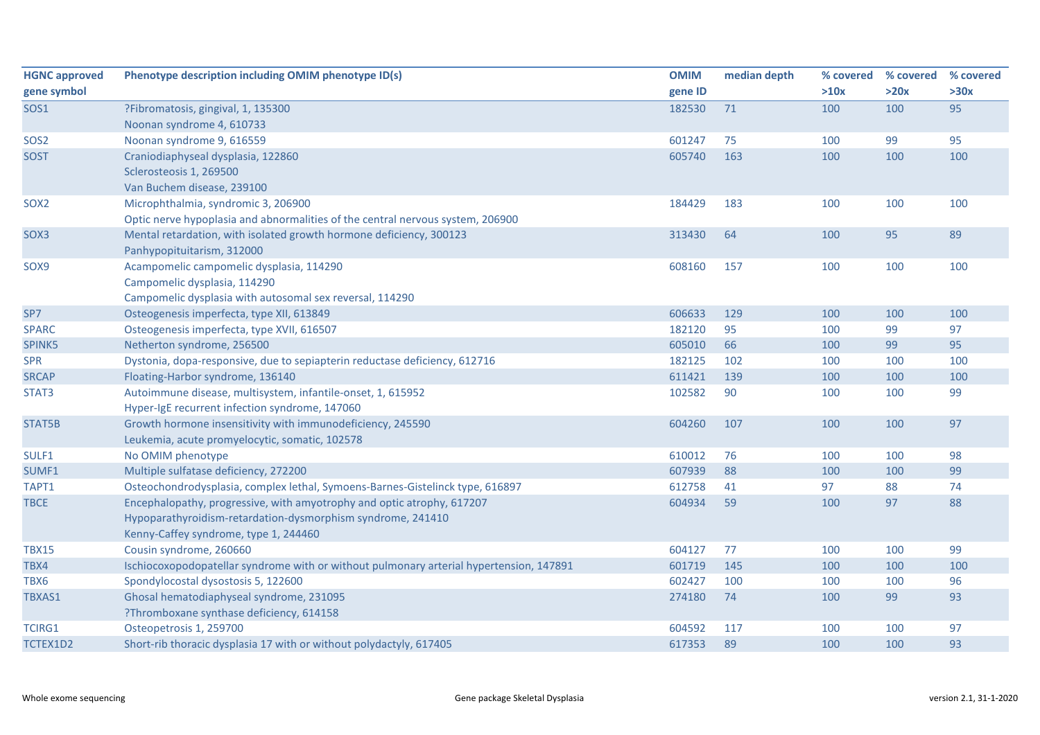| HGNC approved gene symbol | Phenotype description including OMIM phenotype ID(s) | OMIM gene ID | median depth | % covered >10x | % covered >20x | % covered >30x |
|---|---|---|---|---|---|---|
| SOS1 | ?Fibromatosis, gingival, 1, 135300<br>Noonan syndrome 4, 610733 | 182530 | 71 | 100 | 100 | 95 |
| SOS2 | Noonan syndrome 9, 616559 | 601247 | 75 | 100 | 99 | 95 |
| SOST | Craniodiaphyseal dysplasia, 122860<br>Sclerosteosis 1, 269500<br>Van Buchem disease, 239100 | 605740 | 163 | 100 | 100 | 100 |
| SOX2 | Microphthalmia, syndromic 3, 206900<br>Optic nerve hypoplasia and abnormalities of the central nervous system, 206900 | 184429 | 183 | 100 | 100 | 100 |
| SOX3 | Mental retardation, with isolated growth hormone deficiency, 300123<br>Panhypopituitarism, 312000 | 313430 | 64 | 100 | 95 | 89 |
| SOX9 | Acampomelic campomelic dysplasia, 114290<br>Campomelic dysplasia, 114290<br>Campomelic dysplasia with autosomal sex reversal, 114290 | 608160 | 157 | 100 | 100 | 100 |
| SP7 | Osteogenesis imperfecta, type XII, 613849 | 606633 | 129 | 100 | 100 | 100 |
| SPARC | Osteogenesis imperfecta, type XVII, 616507 | 182120 | 95 | 100 | 99 | 97 |
| SPINK5 | Netherton syndrome, 256500 | 605010 | 66 | 100 | 99 | 95 |
| SPR | Dystonia, dopa-responsive, due to sepiapterin reductase deficiency, 612716 | 182125 | 102 | 100 | 100 | 100 |
| SRCAP | Floating-Harbor syndrome, 136140 | 611421 | 139 | 100 | 100 | 100 |
| STAT3 | Autoimmune disease, multisystem, infantile-onset, 1, 615952<br>Hyper-IgE recurrent infection syndrome, 147060 | 102582 | 90 | 100 | 100 | 99 |
| STAT5B | Growth hormone insensitivity with immunodeficiency, 245590<br>Leukemia, acute promyelocytic, somatic, 102578 | 604260 | 107 | 100 | 100 | 97 |
| SULF1 | No OMIM phenotype | 610012 | 76 | 100 | 100 | 98 |
| SUMF1 | Multiple sulfatase deficiency, 272200 | 607939 | 88 | 100 | 100 | 99 |
| TAPT1 | Osteochondrodysplasia, complex lethal, Symoens-Barnes-Gistelinck type, 616897 | 612758 | 41 | 97 | 88 | 74 |
| TBCE | Encephalopathy, progressive, with amyotrophy and optic atrophy, 617207<br>Hypoparathyroidism-retardation-dysmorphism syndrome, 241410<br>Kenny-Caffey syndrome, type 1, 244460 | 604934 | 59 | 100 | 97 | 88 |
| TBX15 | Cousin syndrome, 260660 | 604127 | 77 | 100 | 100 | 99 |
| TBX4 | Ischiocoxopodopatellar syndrome with or without pulmonary arterial hypertension, 147891 | 601719 | 145 | 100 | 100 | 100 |
| TBX6 | Spondylocostal dysostosis 5, 122600 | 602427 | 100 | 100 | 100 | 96 |
| TBXAS1 | Ghosal hematodiaphyseal syndrome, 231095<br>?Thromboxane synthase deficiency, 614158 | 274180 | 74 | 100 | 99 | 93 |
| TCIRG1 | Osteopetrosis 1, 259700 | 604592 | 117 | 100 | 100 | 97 |
| TCTEX1D2 | Short-rib thoracic dysplasia 17 with or without polydactyly, 617405 | 617353 | 89 | 100 | 100 | 93 |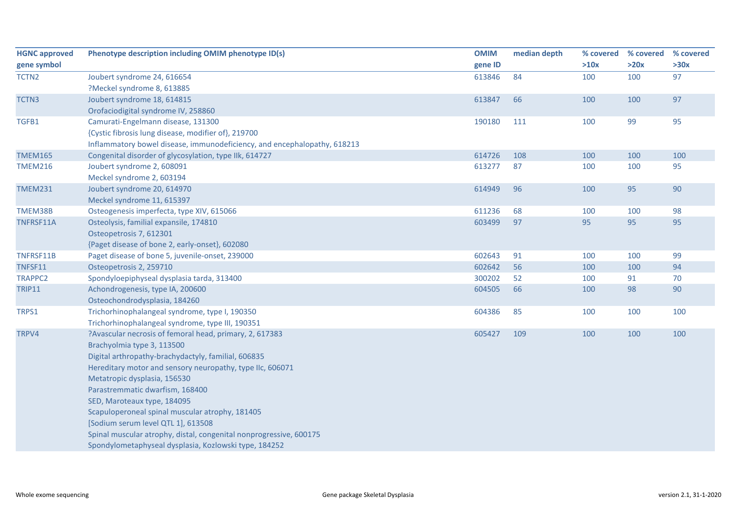| HGNC approved gene symbol | Phenotype description including OMIM phenotype ID(s) | OMIM gene ID | median depth | % covered >10x | % covered >20x | % covered >30x |
|---|---|---|---|---|---|---|
| TCTN2 | Joubert syndrome 24, 616654<br>?Meckel syndrome 8, 613885 | 613846 | 84 | 100 | 100 | 97 |
| TCTN3 | Joubert syndrome 18, 614815<br>Orofaciodigital syndrome IV, 258860 | 613847 | 66 | 100 | 100 | 97 |
| TGFB1 | Camurati-Engelmann disease, 131300<br>{Cystic fibrosis lung disease, modifier of}, 219700<br>Inflammatory bowel disease, immunodeficiency, and encephalopathy, 618213 | 190180 | 111 | 100 | 99 | 95 |
| TMEM165 | Congenital disorder of glycosylation, type IIk, 614727 | 614726 | 108 | 100 | 100 | 100 |
| TMEM216 | Joubert syndrome 2, 608091<br>Meckel syndrome 2, 603194 | 613277 | 87 | 100 | 100 | 95 |
| TMEM231 | Joubert syndrome 20, 614970<br>Meckel syndrome 11, 615397 | 614949 | 96 | 100 | 95 | 90 |
| TMEM38B | Osteogenesis imperfecta, type XIV, 615066 | 611236 | 68 | 100 | 100 | 98 |
| TNFRSF11A | Osteolysis, familial expansile, 174810<br>Osteopetrosis 7, 612301<br>{Paget disease of bone 2, early-onset}, 602080 | 603499 | 97 | 95 | 95 | 95 |
| TNFRSF11B | Paget disease of bone 5, juvenile-onset, 239000 | 602643 | 91 | 100 | 100 | 99 |
| TNFSF11 | Osteopetrosis 2, 259710 | 602642 | 56 | 100 | 100 | 94 |
| TRAPPC2 | Spondyloepiphyseal dysplasia tarda, 313400 | 300202 | 52 | 100 | 91 | 70 |
| TRIP11 | Achondrogenesis, type IA, 200600<br>Osteochondrodysplasia, 184260 | 604505 | 66 | 100 | 98 | 90 |
| TRPS1 | Trichorhinophalangeal syndrome, type I, 190350<br>Trichorhinophalangeal syndrome, type III, 190351 | 604386 | 85 | 100 | 100 | 100 |
| TRPV4 | ?Avascular necrosis of femoral head, primary, 2, 617383<br>Brachyolmia type 3, 113500<br>Digital arthropathy-brachydactyly, familial, 606835<br>Hereditary motor and sensory neuropathy, type IIc, 606071<br>Metatropic dysplasia, 156530<br>Parastremmatic dwarfism, 168400<br>SED, Maroteaux type, 184095<br>Scapuloperoneal spinal muscular atrophy, 181405<br>[Sodium serum level QTL 1], 613508<br>Spinal muscular atrophy, distal, congenital nonprogressive, 600175<br>Spondylometaphyseal dysplasia, Kozlowski type, 184252 | 605427 | 109 | 100 | 100 | 100 |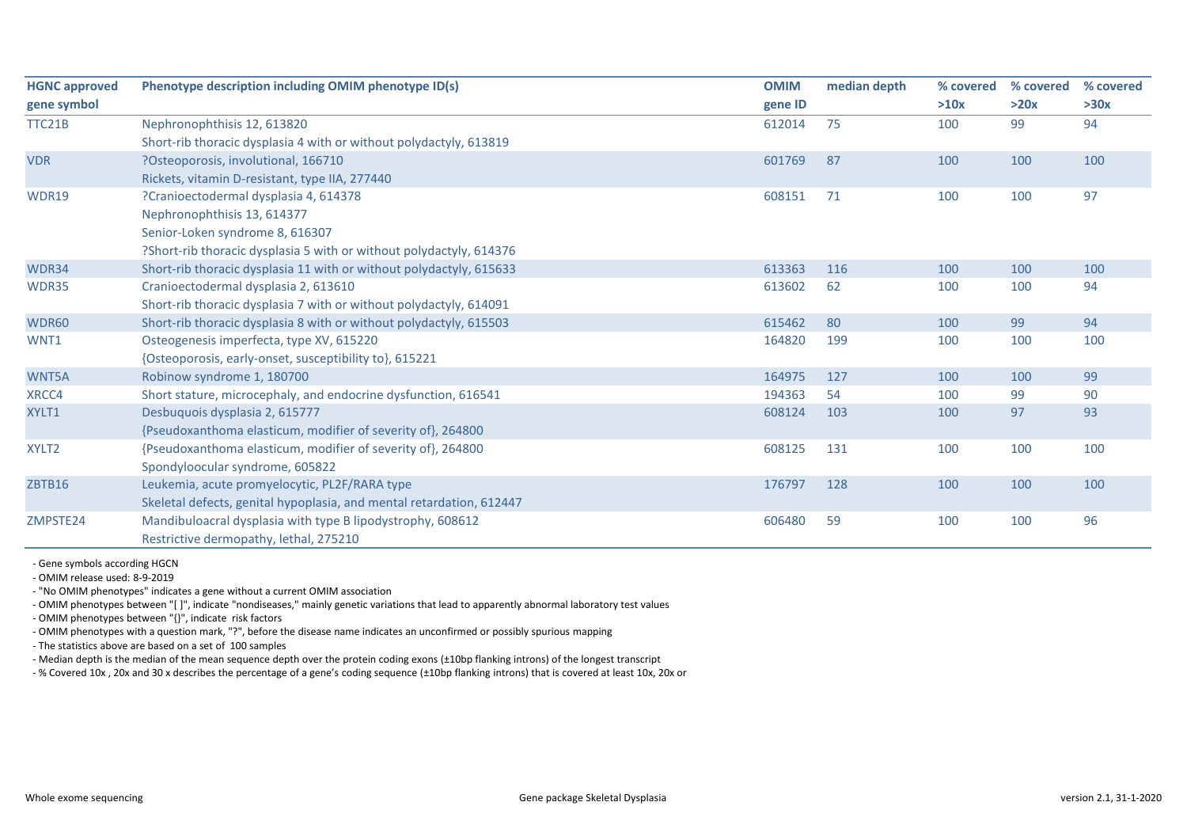| HGNC approved gene symbol | Phenotype description including OMIM phenotype ID(s) | OMIM gene ID | median depth | % covered >10x | % covered >20x | % covered >30x |
|---|---|---|---|---|---|---|
| TTC21B | Nephronophthisis 12, 613820<br>Short-rib thoracic dysplasia 4 with or without polydactyly, 613819 | 612014 | 75 | 100 | 99 | 94 |
| VDR | ?Osteoporosis, involutional, 166710<br>Rickets, vitamin D-resistant, type IIA, 277440 | 601769 | 87 | 100 | 100 | 100 |
| WDR19 | ?Cranioectodermal dysplasia 4, 614378<br>Nephronophthisis 13, 614377<br>Senior-Loken syndrome 8, 616307<br>?Short-rib thoracic dysplasia 5 with or without polydactyly, 614376 | 608151 | 71 | 100 | 100 | 97 |
| WDR34 | Short-rib thoracic dysplasia 11 with or without polydactyly, 615633 | 613363 | 116 | 100 | 100 | 100 |
| WDR35 | Cranioectodermal dysplasia 2, 613610<br>Short-rib thoracic dysplasia 7 with or without polydactyly, 614091 | 613602 | 62 | 100 | 100 | 94 |
| WDR60 | Short-rib thoracic dysplasia 8 with or without polydactyly, 615503 | 615462 | 80 | 100 | 99 | 94 |
| WNT1 | Osteogenesis imperfecta, type XV, 615220<br>{Osteoporosis, early-onset, susceptibility to}, 615221 | 164820 | 199 | 100 | 100 | 100 |
| WNT5A | Robinow syndrome 1, 180700 | 164975 | 127 | 100 | 100 | 99 |
| XRCC4 | Short stature, microcephaly, and endocrine dysfunction, 616541 | 194363 | 54 | 100 | 99 | 90 |
| XYLT1 | Desbuquois dysplasia 2, 615777<br>{Pseudoxanthoma elasticum, modifier of severity of}, 264800 | 608124 | 103 | 100 | 97 | 93 |
| XYLT2 | {Pseudoxanthoma elasticum, modifier of severity of}, 264800<br>Spondyloocular syndrome, 605822 | 608125 | 131 | 100 | 100 | 100 |
| ZBTB16 | Leukemia, acute promyelocytic, PL2F/RARA type<br>Skeletal defects, genital hypoplasia, and mental retardation, 612447 | 176797 | 128 | 100 | 100 | 100 |
| ZMPSTE24 | Mandibuloacral dysplasia with type B lipodystrophy, 608612<br>Restrictive dermopathy, lethal, 275210 | 606480 | 59 | 100 | 100 | 96 |

- Gene symbols according HGCN
- OMIM release used: 8-9-2019
- "No OMIM phenotypes" indicates a gene without a current OMIM association
- OMIM phenotypes between "[ ]", indicate "nondiseases," mainly genetic variations that lead to apparently abnormal laboratory test values
- OMIM phenotypes between "{}", indicate risk factors
- OMIM phenotypes with a question mark, "?", before the disease name indicates an unconfirmed or possibly spurious mapping
- The statistics above are based on a set of 100 samples
- Median depth is the median of the mean sequence depth over the protein coding exons (±10bp flanking introns) of the longest transcript
- % Covered 10x , 20x and 30 x describes the percentage of a gene's coding sequence (±10bp flanking introns) that is covered at least 10x, 20x or